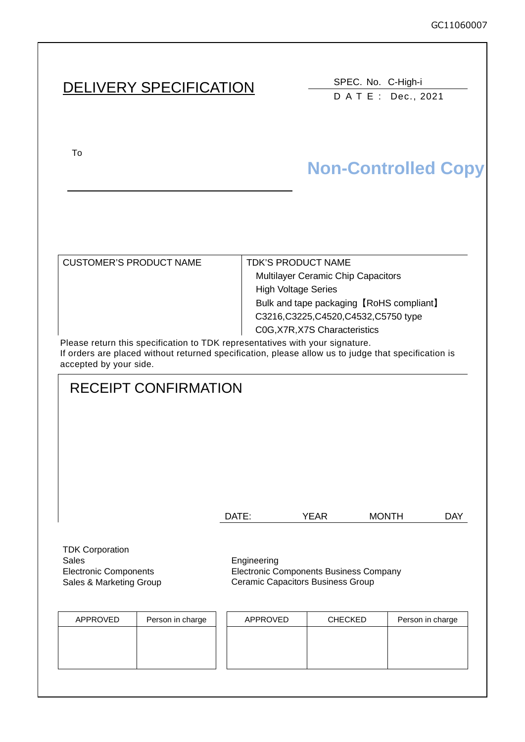GC11060007

# DELIVERY SPECIFICATION

SPEC. No. C-High-i
D A T E : Dec., 2021

To

Non-Controlled Copy

| CUSTOMER'S PRODUCT NAME | TDK'S PRODUCT NAME |
|---|---|
| | Multilayer Ceramic Chip Capacitors<br>High Voltage Series<br>Bulk and tape packaging【RoHS compliant】<br>C3216,C3225,C4520,C4532,C5750 type<br>C0G,X7R,X7S Characteristics |

Please return this specification to TDK representatives with your signature.
If orders are placed without returned specification, please allow us to judge that specification is accepted by your side.

## RECEIPT CONFIRMATION

DATE: YEAR MONTH DAY

TDK Corporation
Sales
Electronic Components
Sales & Marketing Group

Engineering
Electronic Components Business Company
Ceramic Capacitors Business Group

| APPROVED | Person in charge |
|---|---|
| | |

| APPROVED | CHECKED | Person in charge |
|---|---|---|
| | | |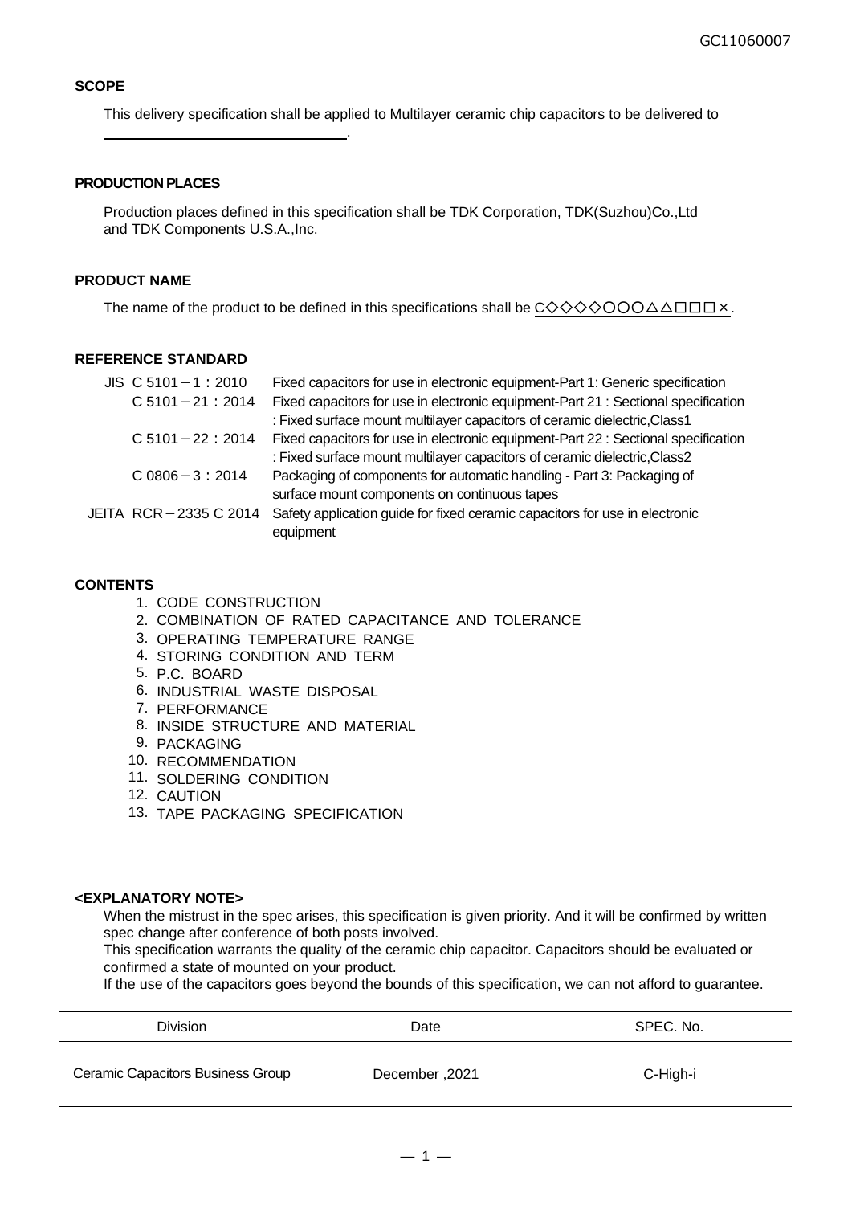GC11060007

**SCOPE**

This delivery specification shall be applied to Multilayer ceramic chip capacitors to be delivered to
______________________________.

**PRODUCTION PLACES**

Production places defined in this specification shall be TDK Corporation, TDK(Suzhou)Co.,Ltd and TDK Components U.S.A.,Inc.

**PRODUCT NAME**

The name of the product to be defined in this specifications shall be C◇◇◇◇○○○△△□□□×.

**REFERENCE STANDARD**

| | |
|---|---|
| JIS C 5101－1：2010 | Fixed capacitors for use in electronic equipment-Part 1: Generic specification |
| C 5101－21：2014 | Fixed capacitors for use in electronic equipment-Part 21 : Sectional specification : Fixed surface mount multilayer capacitors of ceramic dielectric,Class1 |
| C 5101－22：2014 | Fixed capacitors for use in electronic equipment-Part 22 : Sectional specification : Fixed surface mount multilayer capacitors of ceramic dielectric,Class2 |
| C 0806－3：2014 | Packaging of components for automatic handling - Part 3: Packaging of surface mount components on continuous tapes |
| JEITA RCR－2335 C 2014 | Safety application guide for fixed ceramic capacitors for use in electronic equipment |

**CONTENTS**

1. CODE CONSTRUCTION
2. COMBINATION OF RATED CAPACITANCE AND TOLERANCE
3. OPERATING TEMPERATURE RANGE
4. STORING CONDITION AND TERM
5. P.C. BOARD
6. INDUSTRIAL WASTE DISPOSAL
7. PERFORMANCE
8. INSIDE STRUCTURE AND MATERIAL
9. PACKAGING
10. RECOMMENDATION
11. SOLDERING CONDITION
12. CAUTION
13. TAPE PACKAGING SPECIFICATION

**<EXPLANATORY NOTE>**

When the mistrust in the spec arises, this specification is given priority. And it will be confirmed by written spec change after conference of both posts involved.
This specification warrants the quality of the ceramic chip capacitor. Capacitors should be evaluated or confirmed a state of mounted on your product.
If the use of the capacitors goes beyond the bounds of this specification, we can not afford to guarantee.

| Division | Date | SPEC. No. |
|---|---|---|
| Ceramic Capacitors Business Group | December ,2021 | C-High-i |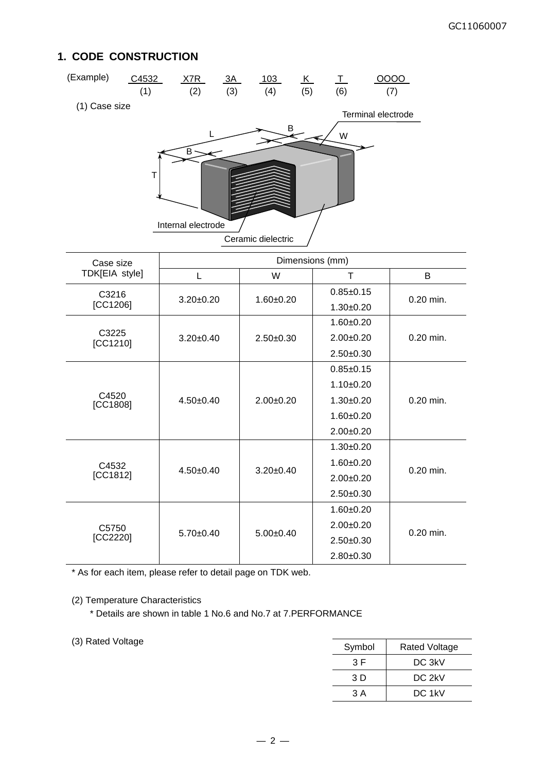## 1. CODE CONSTRUCTION

(Example) C4532 X7R 3A 103 K T OOOO

| C4532 | X7R | 3A | 103 | K | T | OOOO |
|---|---|---|---|---|---|---|
| (1) | (2) | (3) | (4) | (5) | (6) | (7) |

(1) Case size

Terminal electrode

Internal electrode

Ceramic dielectric

| Case size TDK[EIA style] | Dimensions (mm) | | | |
|---|---|---|---|---|
| | L | W | T | B |
| C3216 [CC1206] | 3.20±0.20 | 1.60±0.20 | 0.85±0.15<br>1.30±0.20 | 0.20 min. |
| C3225 [CC1210] | 3.20±0.40 | 2.50±0.30 | 1.60±0.20<br>2.00±0.20<br>2.50±0.30 | 0.20 min. |
| C4520 [CC1808] | 4.50±0.40 | 2.00±0.20 | 0.85±0.15<br>1.10±0.20<br>1.30±0.20<br>1.60±0.20<br>2.00±0.20 | 0.20 min. |
| C4532 [CC1812] | 4.50±0.40 | 3.20±0.40 | 1.30±0.20<br>1.60±0.20<br>2.00±0.20<br>2.50±0.30 | 0.20 min. |
| C5750 [CC2220] | 5.70±0.40 | 5.00±0.40 | 1.60±0.20<br>2.00±0.20<br>2.50±0.30<br>2.80±0.30 | 0.20 min. |

* As for each item, please refer to detail page on TDK web.

(2) Temperature Characteristics

* Details are shown in table 1 No.6 and No.7 at 7.PERFORMANCE

(3) Rated Voltage

| Symbol | Rated Voltage |
|---|---|
| 3 F | DC 3kV |
| 3 D | DC 2kV |
| 3 A | DC 1kV |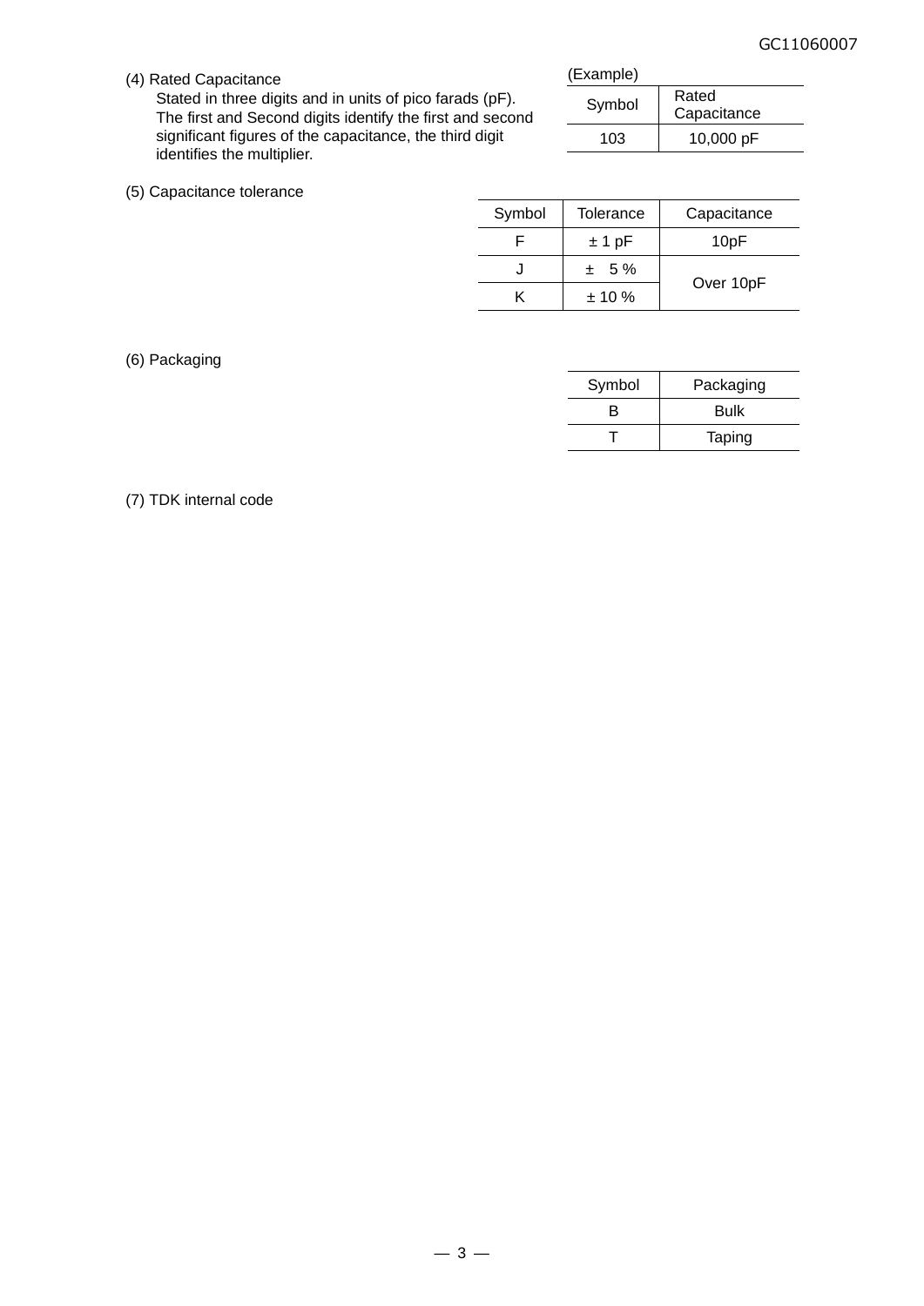(4) Rated Capacitance

Stated in three digits and in units of pico farads (pF). The first and Second digits identify the first and second significant figures of the capacitance, the third digit identifies the multiplier.

(Example)

| Symbol | Rated Capacitance |
|---|---|
| 103 | 10,000 pF |

(5) Capacitance tolerance

| Symbol | Tolerance | Capacitance |
|---|---|---|
| F | ± 1 pF | 10pF |
| J | ± 5 % | Over 10pF |
| K | ± 10 % | |

(6) Packaging

| Symbol | Packaging |
|---|---|
| B | Bulk |
| T | Taping |

(7) TDK internal code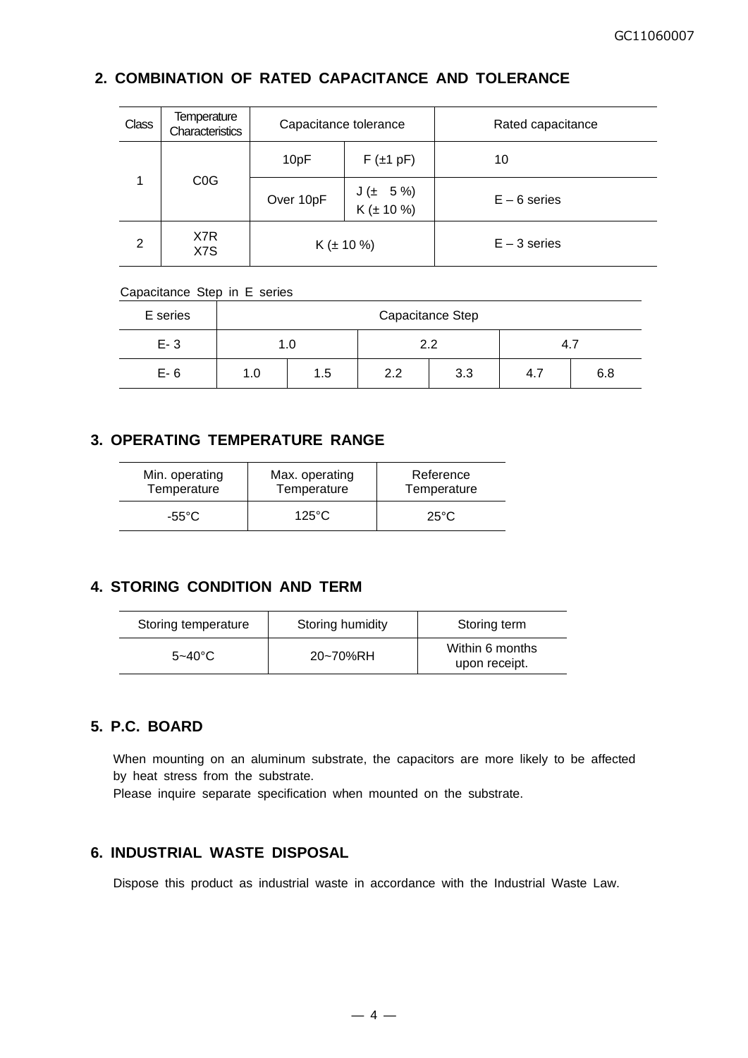## 2. COMBINATION OF RATED CAPACITANCE AND TOLERANCE

| Class | Temperature Characteristics | Capacitance tolerance | | Rated capacitance |
|---|---|---|---|---|
| 1 | C0G | 10pF | F (±1 pF) | 10 |
| | | Over 10pF | J (± 5 %)<br>K (± 10 %) | E – 6 series |
| 2 | X7R<br>X7S | K (± 10 %) | | E – 3 series |

Capacitance Step in E series

| E series | Capacitance Step | | | | | |
|---|---|---|---|---|---|---|
| E- 3 | 1.0 | | 2.2 | | 4.7 | |
| E- 6 | 1.0 | 1.5 | 2.2 | 3.3 | 4.7 | 6.8 |

## 3. OPERATING TEMPERATURE RANGE

| Min. operating Temperature | Max. operating Temperature | Reference Temperature |
|---|---|---|
| -55°C | 125°C | 25°C |

## 4. STORING CONDITION AND TERM

| Storing temperature | Storing humidity | Storing term |
|---|---|---|
| 5~40°C | 20~70%RH | Within 6 months upon receipt. |

## 5. P.C. BOARD

When mounting on an aluminum substrate, the capacitors are more likely to be affected by heat stress from the substrate.
Please inquire separate specification when mounted on the substrate.

## 6. INDUSTRIAL WASTE DISPOSAL

Dispose this product as industrial waste in accordance with the Industrial Waste Law.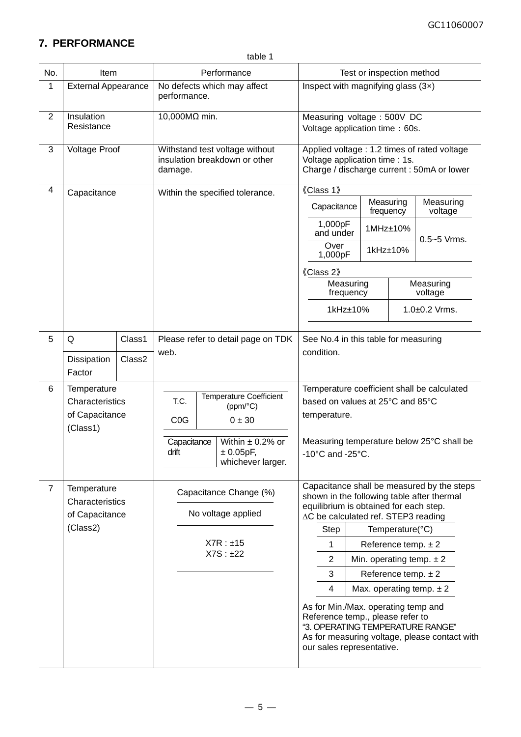## 7. PERFORMANCE

table 1

| No. | Item | | Performance | Test or inspection method |
|---|---|---|---|---|
| 1 | External Appearance | | No defects which may affect performance. | Inspect with magnifying glass (3×) |
| 2 | Insulation Resistance | | 10,000MΩ min. | Measuring voltage : 500V DC<br>Voltage application time : 60s. |
| 3 | Voltage Proof | | Withstand test voltage without insulation breakdown or other damage. | Applied voltage : 1.2 times of rated voltage<br>Voltage application time : 1s.<br>Charge / discharge current : 50mA or lower |
| 4 | Capacitance | | Within the specified tolerance. | 《Class 1》<br>Capacitance / Measuring frequency / Measuring voltage<br>1,000pF and under / 1MHz±10% / 0.5~5 Vrms.<br>Over 1,000pF / 1kHz±10% / 0.5~5 Vrms.<br>《Class 2》<br>Measuring frequency / Measuring voltage<br>1kHz±10% / 1.0±0.2 Vrms. |
| 5 | Q | Class1 | Please refer to detail page on TDK web. | See No.4 in this table for measuring condition. |
| | Dissipation Factor | Class2 | | |
| 6 | Temperature Characteristics of Capacitance (Class1) | | T.C.: C0G / Temperature Coefficient (ppm/°C): 0 ± 30<br>Capacitance drift: Within ± 0.2% or ± 0.05pF, whichever larger. | Temperature coefficient shall be calculated based on values at 25°C and 85°C temperature.<br><br>Measuring temperature below 25°C shall be -10°C and -25°C. |
| 7 | Temperature Characteristics of Capacitance (Class2) | | Capacitance Change (%)<br>No voltage applied<br>X7R : ±15<br>X7S : ±22 | Capacitance shall be measured by the steps shown in the following table after thermal equilibrium is obtained for each step.<br>ΔC be calculated ref. STEP3 reading<br>Step 1: Reference temp. ± 2<br>Step 2: Min. operating temp. ± 2<br>Step 3: Reference temp. ± 2<br>Step 4: Max. operating temp. ± 2<br><br>As for Min./Max. operating temp and Reference temp., please refer to "3. OPERATING TEMPERATURE RANGE"<br>As for measuring voltage, please contact with our sales representative. |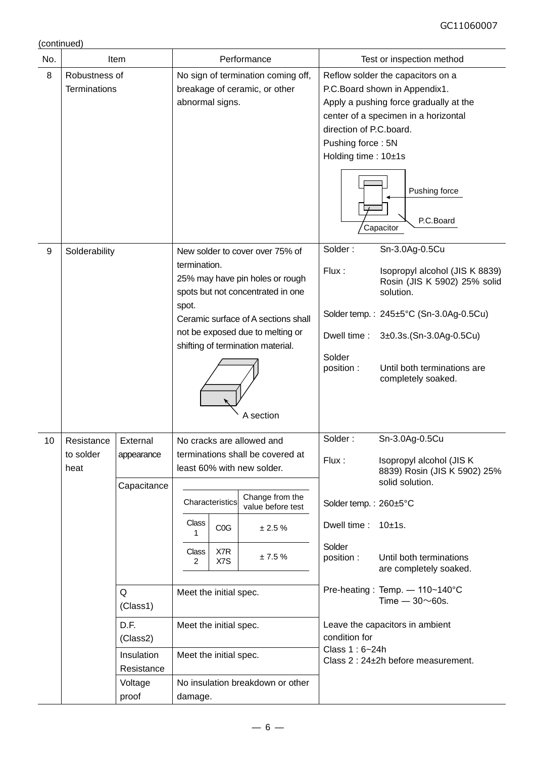(continued)

| No. | Item | | Performance | Test or inspection method |
|---|---|---|---|---|
| 8 | Robustness of Terminations | | No sign of termination coming off, breakage of ceramic, or other abnormal signs. | Reflow solder the capacitors on a P.C.Board shown in Appendix1.<br>Apply a pushing force gradually at the center of a specimen in a horizontal direction of P.C.board.<br>Pushing force : 5N<br>Holding time : 10±1s<br>(Pushing force / P.C.Board / Capacitor) |
| 9 | Solderability | | New solder to cover over 75% of termination.<br>25% may have pin holes or rough spots but not concentrated in one spot.<br>Ceramic surface of A sections shall not be exposed due to melting or shifting of termination material.<br>(A section) | Solder : Sn-3.0Ag-0.5Cu<br>Flux : Isopropyl alcohol (JIS K 8839) Rosin (JIS K 5902) 25% solid solution.<br>Solder temp. : 245±5°C (Sn-3.0Ag-0.5Cu)<br>Dwell time : 3±0.3s.(Sn-3.0Ag-0.5Cu)<br>Solder position : Until both terminations are completely soaked. |
| 10 | Resistance to solder heat | External appearance | No cracks are allowed and terminations shall be covered at least 60% with new solder. | Solder : Sn-3.0Ag-0.5Cu<br>Flux : Isopropyl alcohol (JIS K 8839) Rosin (JIS K 5902) 25% solid solution.<br>Solder temp. : 260±5°C<br>Dwell time : 10±1s.<br>Solder position : Until both terminations are completely soaked.<br>Pre-heating : Temp. — 110~140°C<br>Time — 30～60s.<br>Leave the capacitors in ambient condition for<br>Class 1 : 6~24h<br>Class 2 : 24±2h before measurement. |
| | | Capacitance | Characteristics / Change from the value before test:<br>Class 1, C0G: ± 2.5 %<br>Class 2, X7R X7S: ± 7.5 % | |
| | | Q (Class1) | Meet the initial spec. | |
| | | D.F. (Class2) | Meet the initial spec. | |
| | | Insulation Resistance | Meet the initial spec. | |
| | | Voltage proof | No insulation breakdown or other damage. | |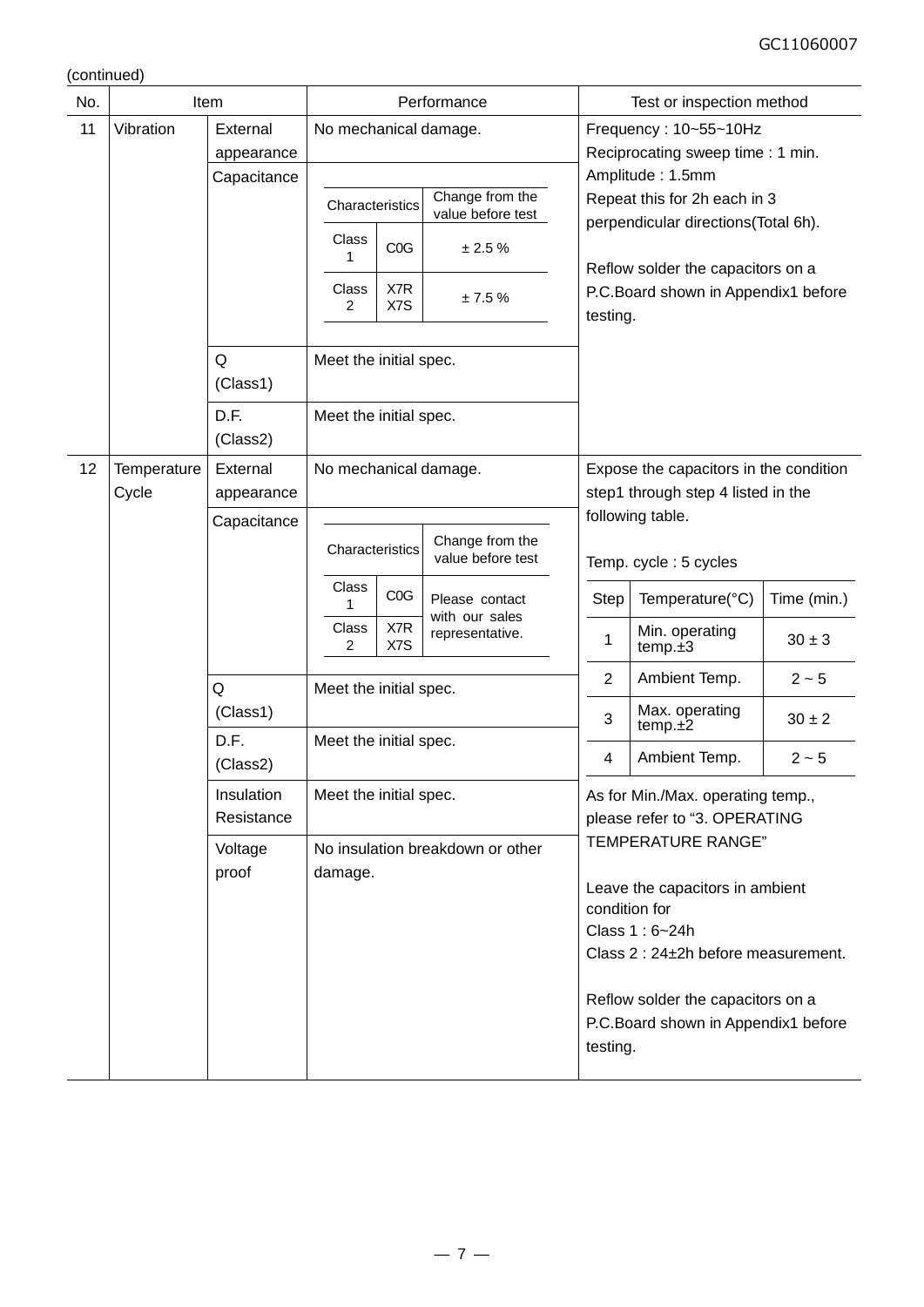(continued)

| No. | Item | | Performance | Test or inspection method |
|---|---|---|---|---|
| 11 | Vibration | External appearance | No mechanical damage. | Frequency : 10~55~10Hz<br>Reciprocating sweep time : 1 min.<br>Amplitude : 1.5mm<br>Repeat this for 2h each in 3 perpendicular directions(Total 6h).<br><br>Reflow solder the capacitors on a P.C.Board shown in Appendix1 before testing. |
| | | Capacitance | Characteristics / Change from the value before test:<br>Class 1, C0G: ± 2.5 %<br>Class 2, X7R X7S: ± 7.5 % | |
| | | Q (Class1) | Meet the initial spec. | |
| | | D.F. (Class2) | Meet the initial spec. | |
| 12 | Temperature Cycle | External appearance | No mechanical damage. | Expose the capacitors in the condition step1 through step 4 listed in the following table.<br><br>Temp. cycle : 5 cycles<br><br>Step 1: Min. operating temp.±3, Time 30 ± 3 min.<br>Step 2: Ambient Temp., Time 2 ~ 5 min.<br>Step 3: Max. operating temp.±2, Time 30 ± 2 min.<br>Step 4: Ambient Temp., Time 2 ~ 5 min.<br><br>As for Min./Max. operating temp., please refer to “3. OPERATING TEMPERATURE RANGE”<br><br>Leave the capacitors in ambient condition for<br>Class 1 : 6~24h<br>Class 2 : 24±2h before measurement.<br><br>Reflow solder the capacitors on a P.C.Board shown in Appendix1 before testing. |
| | | Capacitance | Characteristics / Change from the value before test:<br>Class 1, C0G; Class 2, X7R X7S: Please contact with our sales representative. | |
| | | Q (Class1) | Meet the initial spec. | |
| | | D.F. (Class2) | Meet the initial spec. | |
| | | Insulation Resistance | Meet the initial spec. | |
| | | Voltage proof | No insulation breakdown or other damage. | |

Capacitance (No. 11 Vibration):

| Characteristics | | Change from the value before test |
|---|---|---|
| Class 1 | C0G | ± 2.5 % |
| Class 2 | X7R X7S | ± 7.5 % |

Capacitance (No. 12 Temperature Cycle):

| Characteristics | | Change from the value before test |
|---|---|---|
| Class 1 | C0G | Please contact with our sales representative. |
| Class 2 | X7R X7S | |

Temperature cycle conditions (No. 12):

| Step | Temperature(°C) | Time (min.) |
|---|---|---|
| 1 | Min. operating temp.±3 | 30 ± 3 |
| 2 | Ambient Temp. | 2 ~ 5 |
| 3 | Max. operating temp.±2 | 30 ± 2 |
| 4 | Ambient Temp. | 2 ~ 5 |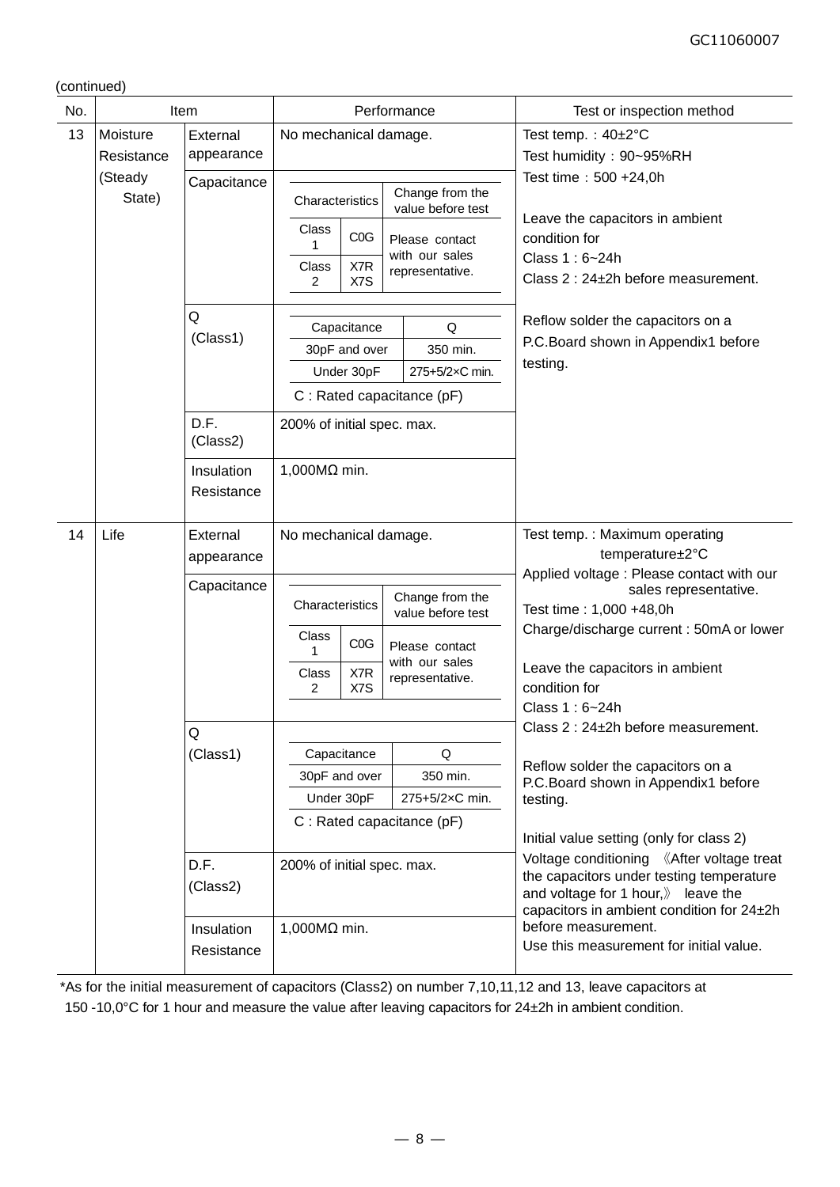(continued)

| No. | Item | | Performance | Test or inspection method |
|---|---|---|---|---|
| 13 | Moisture Resistance (Steady State) | External appearance | No mechanical damage. | Test temp.：40±2°C<br>Test humidity：90~95%RH<br>Test time：500 +24,0h<br><br>Leave the capacitors in ambient condition for<br>Class 1 : 6~24h<br>Class 2 : 24±2h before measurement.<br><br>Reflow solder the capacitors on a P.C.Board shown in Appendix1 before testing. |
| | | Capacitance | Characteristics / Change from the value before test:<br>Class 1 C0G: Please contact with our sales representative.<br>Class 2 X7R X7S: Please contact with our sales representative. | |
| | | Q (Class1) | Capacitance / Q:<br>30pF and over: 350 min.<br>Under 30pF: 275+5/2×C min.<br>C : Rated capacitance (pF) | |
| | | D.F. (Class2) | 200% of initial spec. max. | |
| | | Insulation Resistance | 1,000MΩ min. | |
| 14 | Life | External appearance | No mechanical damage. | Test temp. : Maximum operating temperature±2°C<br>Applied voltage : Please contact with our sales representative.<br>Test time : 1,000 +48,0h<br>Charge/discharge current : 50mA or lower<br><br>Leave the capacitors in ambient condition for<br>Class 1 : 6~24h<br>Class 2 : 24±2h before measurement.<br><br>Reflow solder the capacitors on a P.C.Board shown in Appendix1 before testing.<br><br>Initial value setting (only for class 2)<br>Voltage conditioning 《After voltage treat the capacitors under testing temperature and voltage for 1 hour,》 leave the capacitors in ambient condition for 24±2h before measurement.<br>Use this measurement for initial value. |
| | | Capacitance | Characteristics / Change from the value before test:<br>Class 1 C0G: Please contact with our sales representative.<br>Class 2 X7R X7S: Please contact with our sales representative. | |
| | | Q (Class1) | Capacitance / Q:<br>30pF and over: 350 min.<br>Under 30pF: 275+5/2×C min.<br>C : Rated capacitance (pF) | |
| | | D.F. (Class2) | 200% of initial spec. max. | |
| | | Insulation Resistance | 1,000MΩ min. | |

*As for the initial measurement of capacitors (Class2) on number 7,10,11,12 and 13, leave capacitors at 150 -10,0°C for 1 hour and measure the value after leaving capacitors for 24±2h in ambient condition.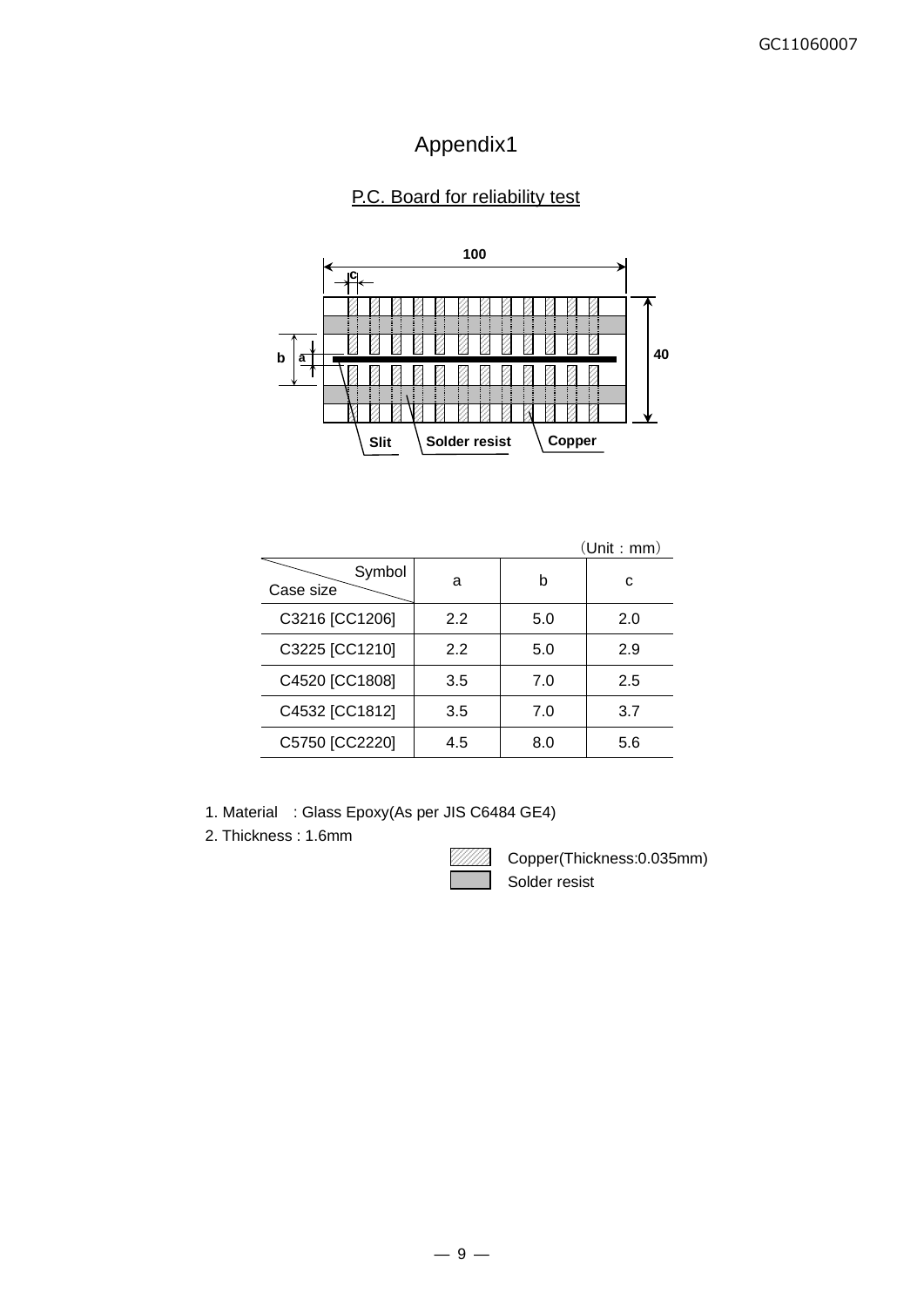# Appendix1

## P.C. Board for reliability test

100

c

b a

40

Slit　Solder resist　Copper

（Unit : mm）

| Symbol / Case size | a | b | c |
|---|---|---|---|
| C3216 [CC1206] | 2.2 | 5.0 | 2.0 |
| C3225 [CC1210] | 2.2 | 5.0 | 2.9 |
| C4520 [CC1808] | 3.5 | 7.0 | 2.5 |
| C4532 [CC1812] | 3.5 | 7.0 | 3.7 |
| C5750 [CC2220] | 4.5 | 8.0 | 5.6 |

1. Material　: Glass Epoxy(As per JIS C6484 GE4)
2. Thickness : 1.6mm

Copper(Thickness:0.035mm)

Solder resist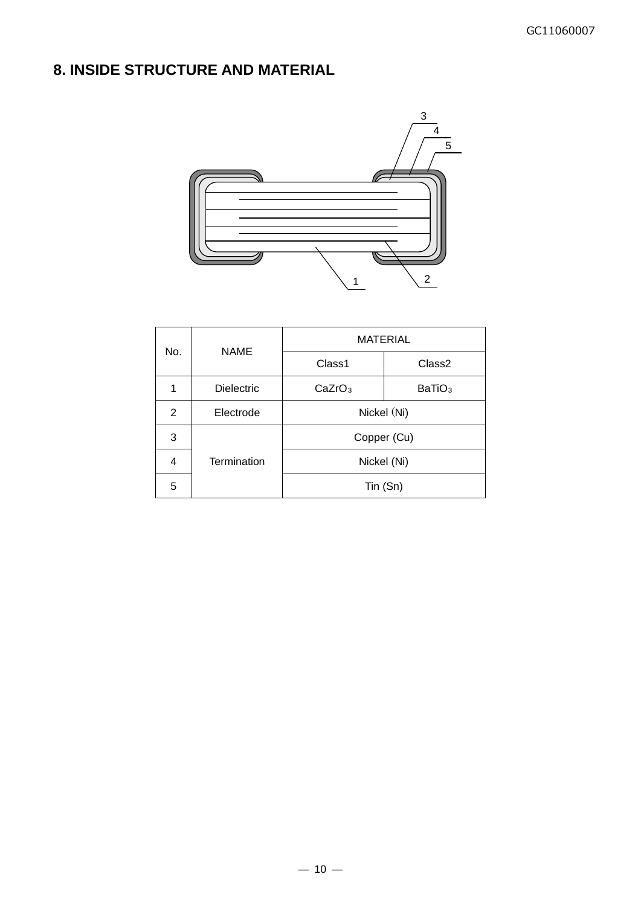## 8. INSIDE STRUCTURE AND MATERIAL

| No. | NAME | MATERIAL | |
|---|---|---|---|
| | | Class1 | Class2 |
| 1 | Dielectric | $CaZrO_3$ | $BaTiO_3$ |
| 2 | Electrode | Nickel (Ni) | |
| 3 | Termination | Copper (Cu) | |
| 4 | | Nickel (Ni) | |
| 5 | | Tin (Sn) | |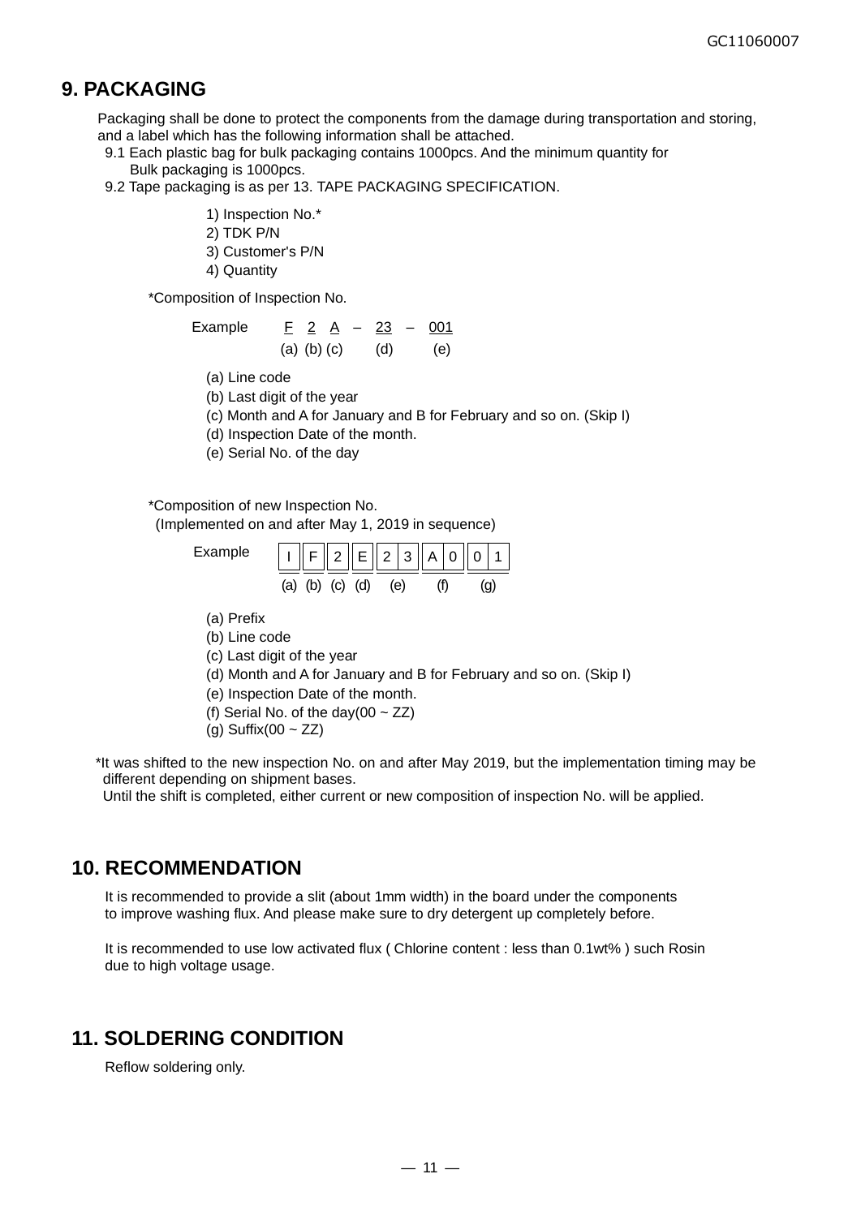# 9. PACKAGING

Packaging shall be done to protect the components from the damage during transportation and storing, and a label which has the following information shall be attached.

9.1 Each plastic bag for bulk packaging contains 1000pcs. And the minimum quantity for Bulk packaging is 1000pcs.

9.2 Tape packaging is as per 13. TAPE PACKAGING SPECIFICATION.

1) Inspection No.*
2) TDK P/N
3) Customer's P/N
4) Quantity

*Composition of Inspection No.

Example F 2 A – 23 – 001

(a) (b) (c) (d) (e)

(a) Line code
(b) Last digit of the year
(c) Month and A for January and B for February and so on. (Skip I)
(d) Inspection Date of the month.
(e) Serial No. of the day

*Composition of new Inspection No.
(Implemented on and after May 1, 2019 in sequence)

Example

| I | F | 2 | E | 2 3 | A 0 | 0 1 |
|---|---|---|---|---|---|---|
| (a) | (b) | (c) | (d) | (e) | (f) | (g) |

(a) Prefix
(b) Line code
(c) Last digit of the year
(d) Month and A for January and B for February and so on. (Skip I)
(e) Inspection Date of the month.
(f) Serial No. of the day(00 ~ ZZ)
(g) Suffix(00 ~ ZZ)

*It was shifted to the new inspection No. on and after May 2019, but the implementation timing may be different depending on shipment bases.
Until the shift is completed, either current or new composition of inspection No. will be applied.

# 10. RECOMMENDATION

It is recommended to provide a slit (about 1mm width) in the board under the components to improve washing flux. And please make sure to dry detergent up completely before.

It is recommended to use low activated flux ( Chlorine content : less than 0.1wt% ) such Rosin due to high voltage usage.

# 11. SOLDERING CONDITION

Reflow soldering only.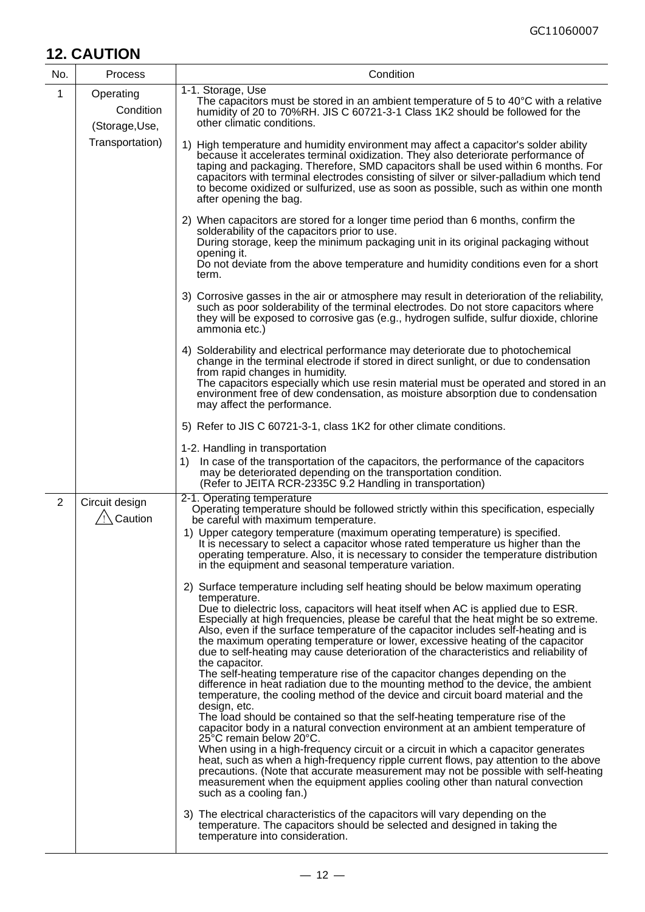## 12. CAUTION

| No. | Process | Condition |
|---|---|---|
| 1 | Operating Condition (Storage,Use, Transportation) | 1-1. Storage, Use<br>The capacitors must be stored in an ambient temperature of 5 to 40°C with a relative humidity of 20 to 70%RH. JIS C 60721-3-1 Class 1K2 should be followed for the other climatic conditions.<br><br>1) High temperature and humidity environment may affect a capacitor's solder ability because it accelerates terminal oxidization. They also deteriorate performance of taping and packaging. Therefore, SMD capacitors shall be used within 6 months. For capacitors with terminal electrodes consisting of silver or silver-palladium which tend to become oxidized or sulfurized, use as soon as possible, such as within one month after opening the bag.<br><br>2) When capacitors are stored for a longer time period than 6 months, confirm the solderability of the capacitors prior to use.<br>During storage, keep the minimum packaging unit in its original packaging without opening it.<br>Do not deviate from the above temperature and humidity conditions even for a short term.<br><br>3) Corrosive gasses in the air or atmosphere may result in deterioration of the reliability, such as poor solderability of the terminal electrodes. Do not store capacitors where they will be exposed to corrosive gas (e.g., hydrogen sulfide, sulfur dioxide, chlorine ammonia etc.)<br><br>4) Solderability and electrical performance may deteriorate due to photochemical change in the terminal electrode if stored in direct sunlight, or due to condensation from rapid changes in humidity.<br>The capacitors especially which use resin material must be operated and stored in an environment free of dew condensation, as moisture absorption due to condensation may affect the performance.<br><br>5) Refer to JIS C 60721-3-1, class 1K2 for other climate conditions.<br><br>1-2. Handling in transportation<br>1) In case of the transportation of the capacitors, the performance of the capacitors may be deteriorated depending on the transportation condition.<br>(Refer to JEITA RCR-2335C 9.2 Handling in transportation) |
| 2 | Circuit design ⚠ Caution | 2-1. Operating temperature<br>Operating temperature should be followed strictly within this specification, especially be careful with maximum temperature.<br>1) Upper category temperature (maximum operating temperature) is specified.<br>It is necessary to select a capacitor whose rated temperature us higher than the operating temperature. Also, it is necessary to consider the temperature distribution in the equipment and seasonal temperature variation.<br><br>2) Surface temperature including self heating should be below maximum operating temperature.<br>Due to dielectric loss, capacitors will heat itself when AC is applied due to ESR. Especially at high frequencies, please be careful that the heat might be so extreme. Also, even if the surface temperature of the capacitor includes self-heating and is the maximum operating temperature or lower, excessive heating of the capacitor due to self-heating may cause deterioration of the characteristics and reliability of the capacitor.<br>The self-heating temperature rise of the capacitor changes depending on the difference in heat radiation due to the mounting method to the device, the ambient temperature, the cooling method of the device and circuit board material and the design, etc.<br>The load should be contained so that the self-heating temperature rise of the capacitor body in a natural convection environment at an ambient temperature of 25°C remain below 20°C.<br>When using in a high-frequency circuit or a circuit in which a capacitor generates heat, such as when a high-frequency ripple current flows, pay attention to the above precautions. (Note that accurate measurement may not be possible with self-heating measurement when the equipment applies cooling other than natural convection such as a cooling fan.)<br><br>3) The electrical characteristics of the capacitors will vary depending on the temperature. The capacitors should be selected and designed in taking the temperature into consideration. |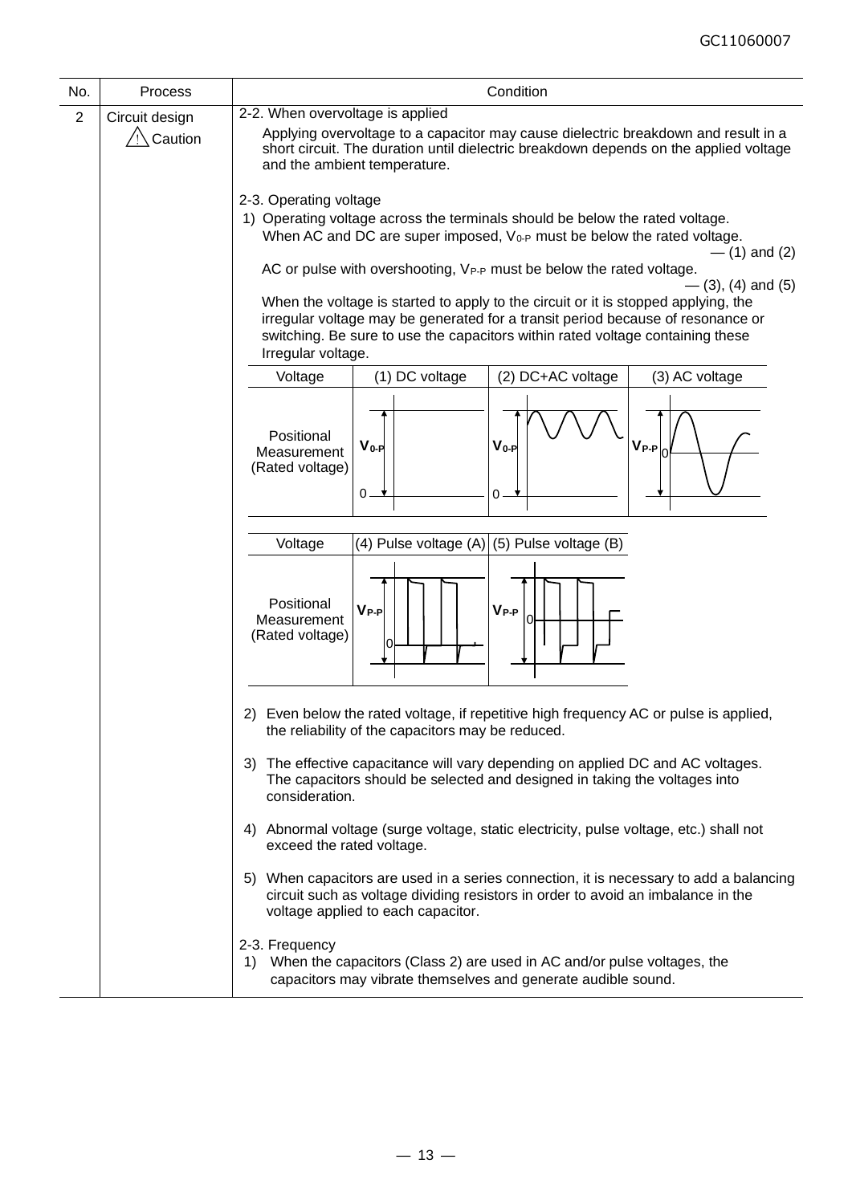| No. | Process | Condition |
|---|---|---|
| 2 | Circuit design ⚠ Caution | 2-2. When overvoltage is applied<br>Applying overvoltage to a capacitor may cause dielectric breakdown and result in a short circuit. The duration until dielectric breakdown depends on the applied voltage and the ambient temperature.<br><br>2-3. Operating voltage<br>1) Operating voltage across the terminals should be below the rated voltage. When AC and DC are super imposed, $V_{0\text{-}P}$ must be below the rated voltage. — (1) and (2)<br>AC or pulse with overshooting, $V_{P\text{-}P}$ must be below the rated voltage. — (3), (4) and (5)<br>When the voltage is started to apply to the circuit or it is stopped applying, the irregular voltage may be generated for a transit period because of resonance or switching. Be sure to use the capacitors within rated voltage containing these Irregular voltage. |

| Voltage | (1) DC voltage | (2) DC+AC voltage | (3) AC voltage |
|---|---|---|---|
| Positional Measurement (Rated voltage) | $V_{0\text{-}P}$ | $V_{0\text{-}P}$ | $V_{P\text{-}P}$ |

| Voltage | (4) Pulse voltage (A) | (5) Pulse voltage (B) |
|---|---|---|
| Positional Measurement (Rated voltage) | $V_{P\text{-}P}$ | $V_{P\text{-}P}$ |

2) Even below the rated voltage, if repetitive high frequency AC or pulse is applied, the reliability of the capacitors may be reduced.

3) The effective capacitance will vary depending on applied DC and AC voltages. The capacitors should be selected and designed in taking the voltages into consideration.

4) Abnormal voltage (surge voltage, static electricity, pulse voltage, etc.) shall not exceed the rated voltage.

5) When capacitors are used in a series connection, it is necessary to add a balancing circuit such as voltage dividing resistors in order to avoid an imbalance in the voltage applied to each capacitor.

2-3. Frequency

1) When the capacitors (Class 2) are used in AC and/or pulse voltages, the capacitors may vibrate themselves and generate audible sound.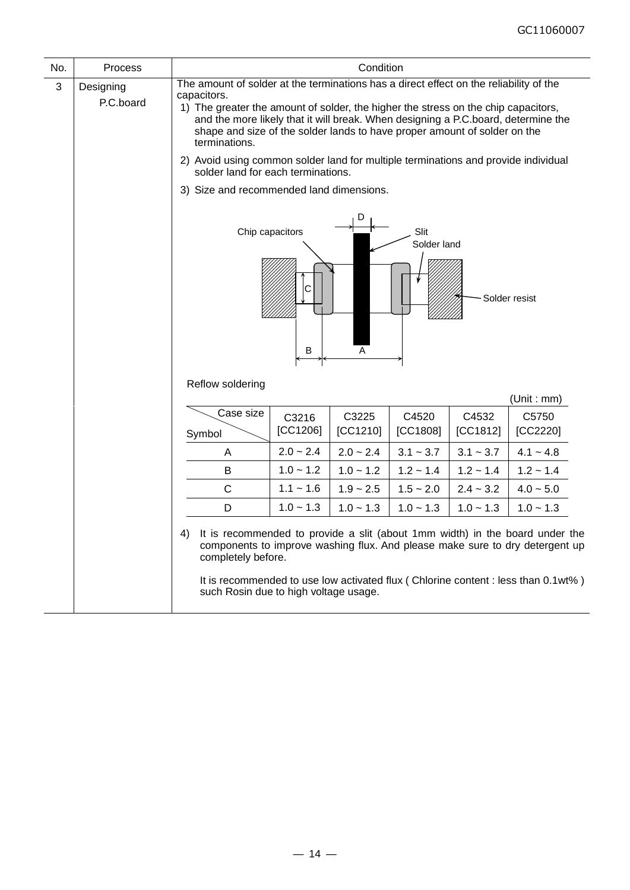| No. | Process | Condition |
|---|---|---|
| 3 | Designing P.C.board | The amount of solder at the terminations has a direct effect on the reliability of the capacitors. |

1) The greater the amount of solder, the higher the stress on the chip capacitors, and the more likely that it will break. When designing a P.C.board, determine the shape and size of the solder lands to have proper amount of solder on the terminations.

2) Avoid using common solder land for multiple terminations and provide individual solder land for each terminations.

3) Size and recommended land dimensions.

Chip capacitors — Slit — Solder land — Solder resist — A, B, C, D

Reflow soldering

(Unit : mm)

| Symbol \ Case size | C3216 [CC1206] | C3225 [CC1210] | C4520 [CC1808] | C4532 [CC1812] | C5750 [CC2220] |
|---|---|---|---|---|---|
| A | 2.0 ~ 2.4 | 2.0 ~ 2.4 | 3.1 ~ 3.7 | 3.1 ~ 3.7 | 4.1 ~ 4.8 |
| B | 1.0 ~ 1.2 | 1.0 ~ 1.2 | 1.2 ~ 1.4 | 1.2 ~ 1.4 | 1.2 ~ 1.4 |
| C | 1.1 ~ 1.6 | 1.9 ~ 2.5 | 1.5 ~ 2.0 | 2.4 ~ 3.2 | 4.0 ~ 5.0 |
| D | 1.0 ~ 1.3 | 1.0 ~ 1.3 | 1.0 ~ 1.3 | 1.0 ~ 1.3 | 1.0 ~ 1.3 |

4) It is recommended to provide a slit (about 1mm width) in the board under the components to improve washing flux. And please make sure to dry detergent up completely before.

It is recommended to use low activated flux ( Chlorine content : less than 0.1wt% ) such Rosin due to high voltage usage.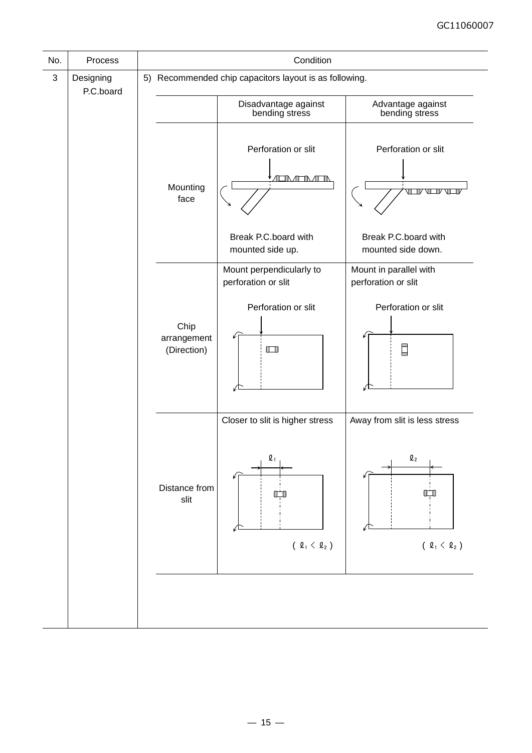| No. | Process | Condition |
|---|---|---|
| 3 | Designing P.C.board | 5) Recommended chip capacitors layout is as following. |

| | Disadvantage against bending stress | Advantage against bending stress |
|---|---|---|
| Mounting face | Perforation or slit<br>Break P.C.board with mounted side up. | Perforation or slit<br>Break P.C.board with mounted side down. |
| Chip arrangement (Direction) | Mount perpendicularly to perforation or slit<br>Perforation or slit | Mount in parallel with perforation or slit<br>Perforation or slit |
| Distance from slit | Closer to slit is higher stress<br>$\ell_1$<br>( $\ell_1 < \ell_2$ ) | Away from slit is less stress<br>$\ell_2$<br>( $\ell_1 < \ell_2$ ) |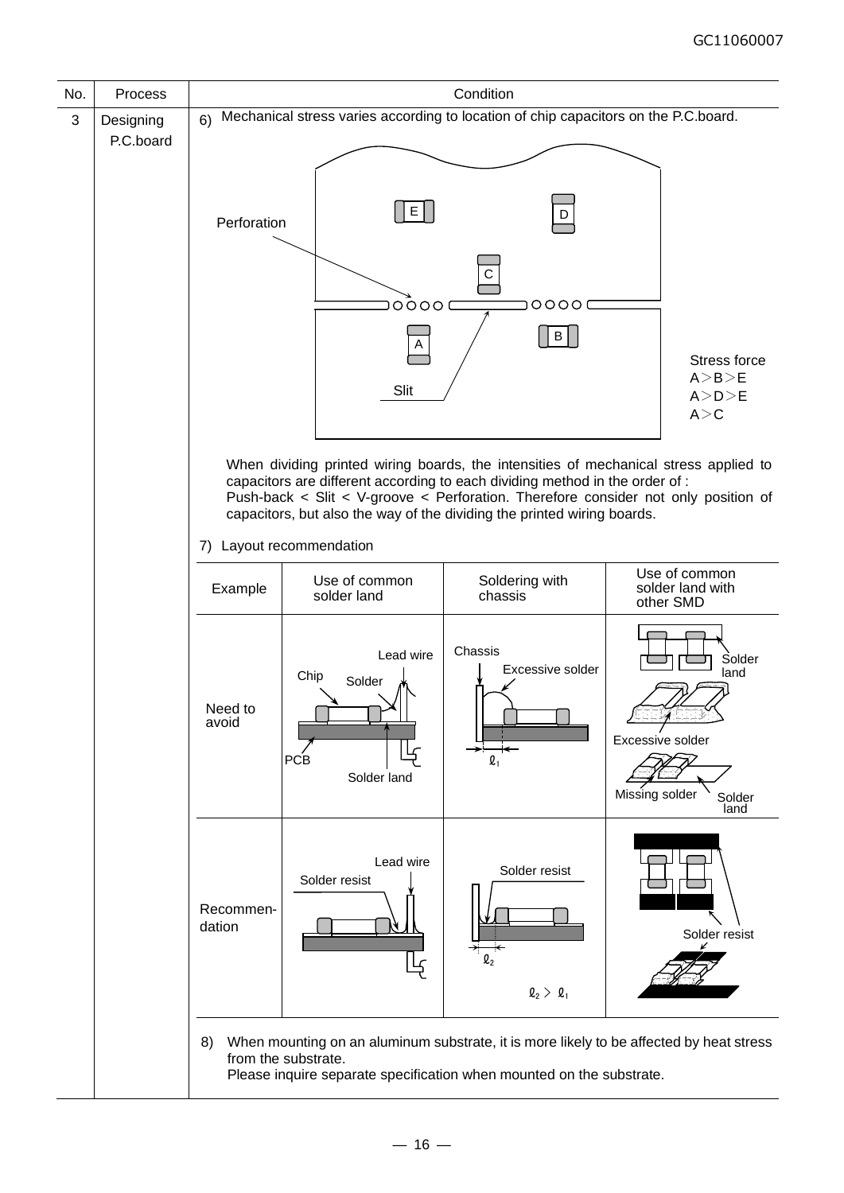| No. | Process | Condition |
|---|---|---|
| 3 | Designing P.C.board | 6) Mechanical stress varies according to location of chip capacitors on the P.C.board. |

Perforation

Slit

Stress force
A＞B＞E
A＞D＞E
A＞C

When dividing printed wiring boards, the intensities of mechanical stress applied to capacitors are different according to each dividing method in the order of :
Push-back < Slit < V-groove < Perforation. Therefore consider not only position of capacitors, but also the way of the dividing the printed wiring boards.

7) Layout recommendation

| Example | Use of common solder land | Soldering with chassis | Use of common solder land with other SMD |
|---|---|---|---|
| Need to avoid | Lead wire, Chip, Solder, PCB, Solder land | Chassis, Excessive solder, $\ell_1$ | Solder land, Excessive solder, Missing solder, Solder land |
| Recommen-dation | Lead wire, Solder resist | Solder resist, $\ell_2$, $\ell_2 > \ell_1$ | Solder resist |

8) When mounting on an aluminum substrate, it is more likely to be affected by heat stress from the substrate.
Please inquire separate specification when mounted on the substrate.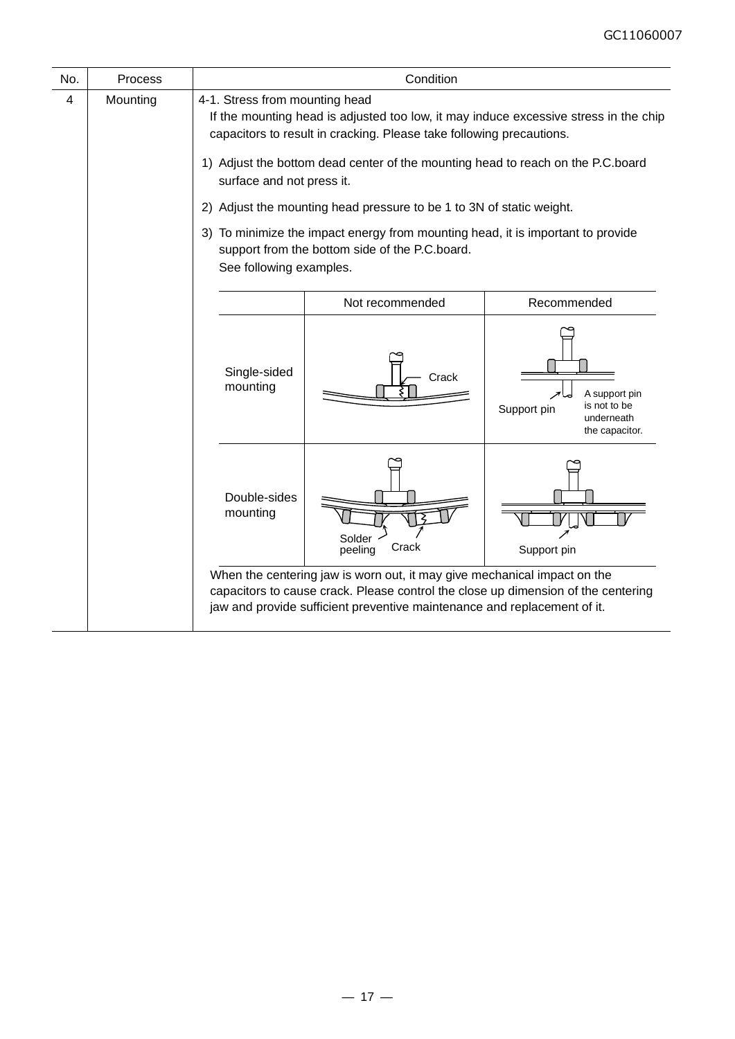| No. | Process | Condition |
|---|---|---|
| 4 | Mounting | 4-1. Stress from mounting head<br>If the mounting head is adjusted too low, it may induce excessive stress in the chip capacitors to result in cracking. Please take following precautions.<br>1) Adjust the bottom dead center of the mounting head to reach on the P.C.board surface and not press it.<br>2) Adjust the mounting head pressure to be 1 to 3N of static weight.<br>3) To minimize the impact energy from mounting head, it is important to provide support from the bottom side of the P.C.board.<br>See following examples. |

| | Not recommended | Recommended |
|---|---|---|
| Single-sided mounting | Crack | Support pin<br>A support pin is not to be underneath the capacitor. |
| Double-sides mounting | Solder peeling<br>Crack | Support pin |

When the centering jaw is worn out, it may give mechanical impact on the capacitors to cause crack. Please control the close up dimension of the centering jaw and provide sufficient preventive maintenance and replacement of it.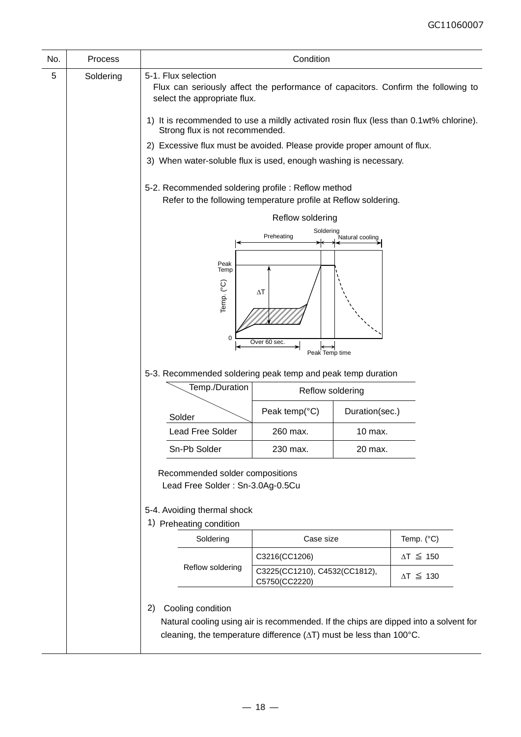| No. | Process | Condition |
|---|---|---|
| 5 | Soldering | 5-1. Flux selection |

5-1. Flux selection

Flux can seriously affect the performance of capacitors. Confirm the following to select the appropriate flux.

1) It is recommended to use a mildly activated rosin flux (less than 0.1wt% chlorine). Strong flux is not recommended.
2) Excessive flux must be avoided. Please provide proper amount of flux.
3) When water-soluble flux is used, enough washing is necessary.

5-2. Recommended soldering profile : Reflow method

Refer to the following temperature profile at Reflow soldering.

Reflow soldering

Preheating | Soldering | Natural cooling

Peak Temp

Temp. (°C)

ΔT

0

Over 60 sec.

Peak Temp time

5-3. Recommended soldering peak temp and peak temp duration

| Solder \ Temp./Duration | Reflow soldering | |
|---|---|---|
| | Peak temp(°C) | Duration(sec.) |
| Lead Free Solder | 260 max. | 10 max. |
| Sn-Pb Solder | 230 max. | 20 max. |

Recommended solder compositions

Lead Free Solder : Sn-3.0Ag-0.5Cu

5-4. Avoiding thermal shock

1) Preheating condition

| Soldering | Case size | Temp. (°C) |
|---|---|---|
| Reflow soldering | C3216(CC1206) | $\Delta T \leqq 150$ |
| | C3225(CC1210), C4532(CC1812), C5750(CC2220) | $\Delta T \leqq 130$ |

2) Cooling condition

Natural cooling using air is recommended. If the chips are dipped into a solvent for cleaning, the temperature difference (ΔT) must be less than 100°C.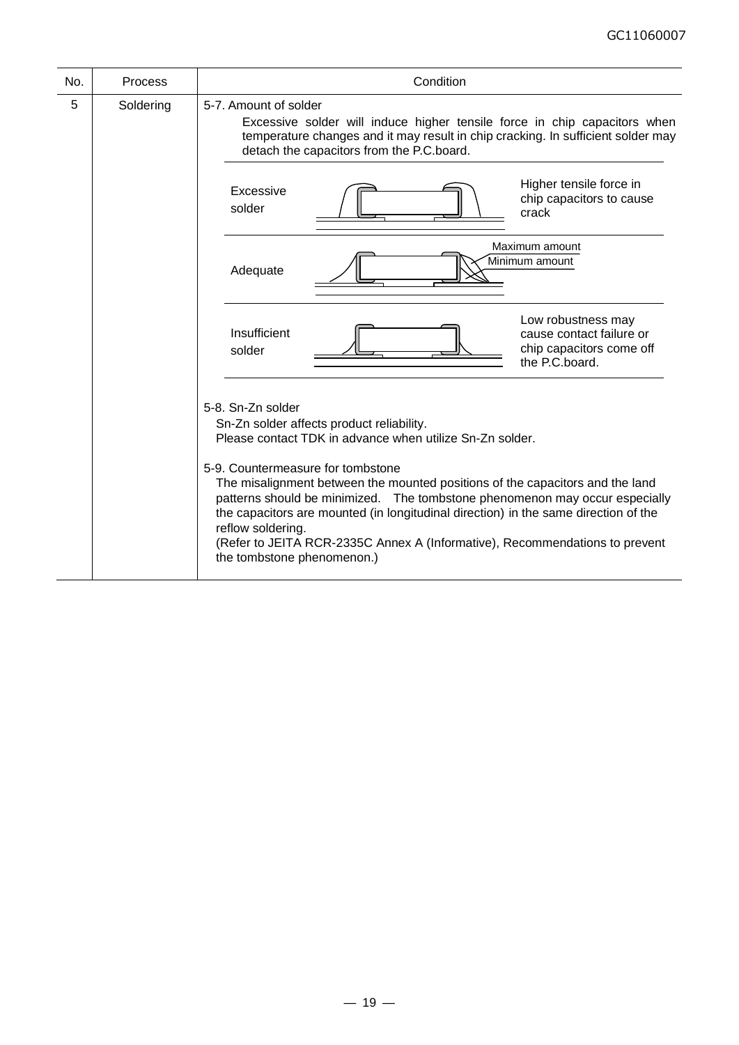| No. | Process | Condition |
|---|---|---|
| 5 | Soldering | 5-7. Amount of solder<br>Excessive solder will induce higher tensile force in chip capacitors when temperature changes and it may result in chip cracking. In sufficient solder may detach the capacitors from the P.C.board.<br><br>Excessive solder — Higher tensile force in chip capacitors to cause crack<br><br>Adequate — Maximum amount / Minimum amount<br><br>Insufficient solder — Low robustness may cause contact failure or chip capacitors come off the P.C.board.<br><br>5-8. Sn-Zn solder<br>Sn-Zn solder affects product reliability.<br>Please contact TDK in advance when utilize Sn-Zn solder.<br><br>5-9. Countermeasure for tombstone<br>The misalignment between the mounted positions of the capacitors and the land patterns should be minimized. The tombstone phenomenon may occur especially the capacitors are mounted (in longitudinal direction) in the same direction of the reflow soldering.<br>(Refer to JEITA RCR-2335C Annex A (Informative), Recommendations to prevent the tombstone phenomenon.) |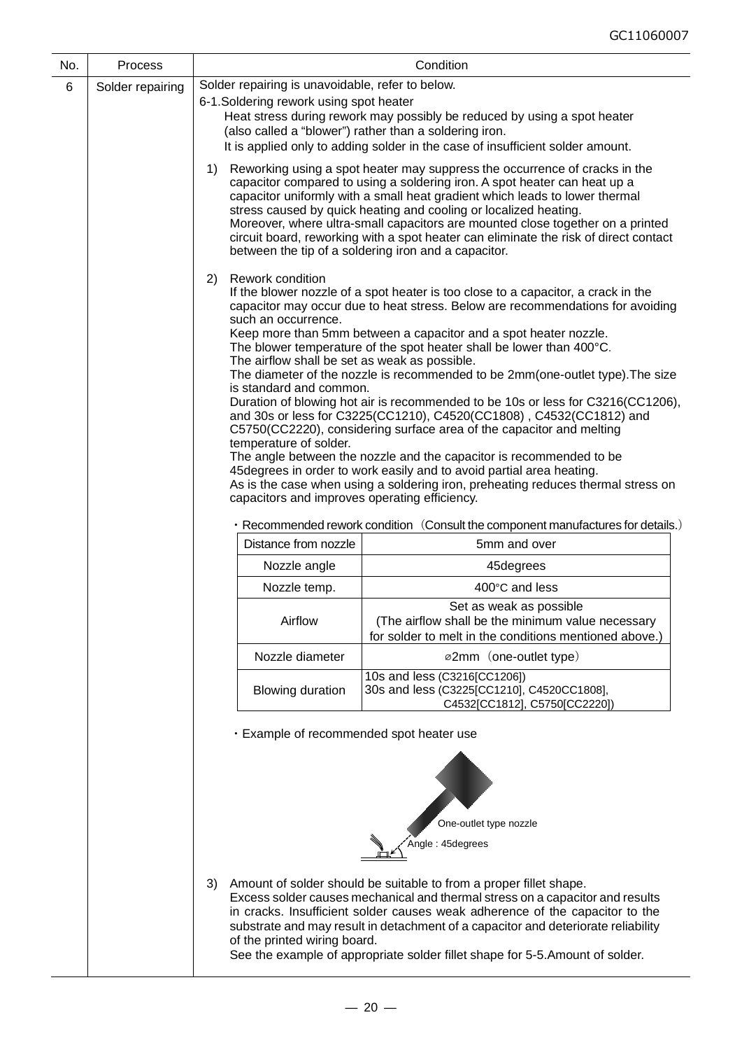| No. | Process | Condition |
|---|---|---|
| 6 | Solder repairing | Solder repairing is unavoidable, refer to below. |

6-1.Soldering rework using spot heater

Heat stress during rework may possibly be reduced by using a spot heater (also called a "blower") rather than a soldering iron.

It is applied only to adding solder in the case of insufficient solder amount.

1) Reworking using a spot heater may suppress the occurrence of cracks in the capacitor compared to using a soldering iron. A spot heater can heat up a capacitor uniformly with a small heat gradient which leads to lower thermal stress caused by quick heating and cooling or localized heating.
   Moreover, where ultra-small capacitors are mounted close together on a printed circuit board, reworking with a spot heater can eliminate the risk of direct contact between the tip of a soldering iron and a capacitor.

2) Rework condition
   If the blower nozzle of a spot heater is too close to a capacitor, a crack in the capacitor may occur due to heat stress. Below are recommendations for avoiding such an occurrence.
   Keep more than 5mm between a capacitor and a spot heater nozzle.
   The blower temperature of the spot heater shall be lower than 400°C.
   The airflow shall be set as weak as possible.
   The diameter of the nozzle is recommended to be 2mm(one-outlet type).The size is standard and common.
   Duration of blowing hot air is recommended to be 10s or less for C3216(CC1206), and 30s or less for C3225(CC1210), C4520(CC1808) , C4532(CC1812) and C5750(CC2220), considering surface area of the capacitor and melting temperature of solder.
   The angle between the nozzle and the capacitor is recommended to be 45degrees in order to work easily and to avoid partial area heating.
   As is the case when using a soldering iron, preheating reduces thermal stress on capacitors and improves operating efficiency.

・Recommended rework condition（Consult the component manufactures for details.）

| Distance from nozzle | 5mm and over |
|---|---|
| Nozzle angle | 45degrees |
| Nozzle temp. | 400°C and less |
| Airflow | Set as weak as possible (The airflow shall be the minimum value necessary for solder to melt in the conditions mentioned above.) |
| Nozzle diameter | ⌀2mm（one-outlet type） |
| Blowing duration | 10s and less (C3216[CC1206]) 30s and less (C3225[CC1210], C4520CC1808], C4532[CC1812], C5750[CC2220]) |

・Example of recommended spot heater use

One-outlet type nozzle

Angle : 45degrees

3) Amount of solder should be suitable to from a proper fillet shape.
   Excess solder causes mechanical and thermal stress on a capacitor and results in cracks. Insufficient solder causes weak adherence of the capacitor to the substrate and may result in detachment of a capacitor and deteriorate reliability of the printed wiring board.
   See the example of appropriate solder fillet shape for 5-5.Amount of solder.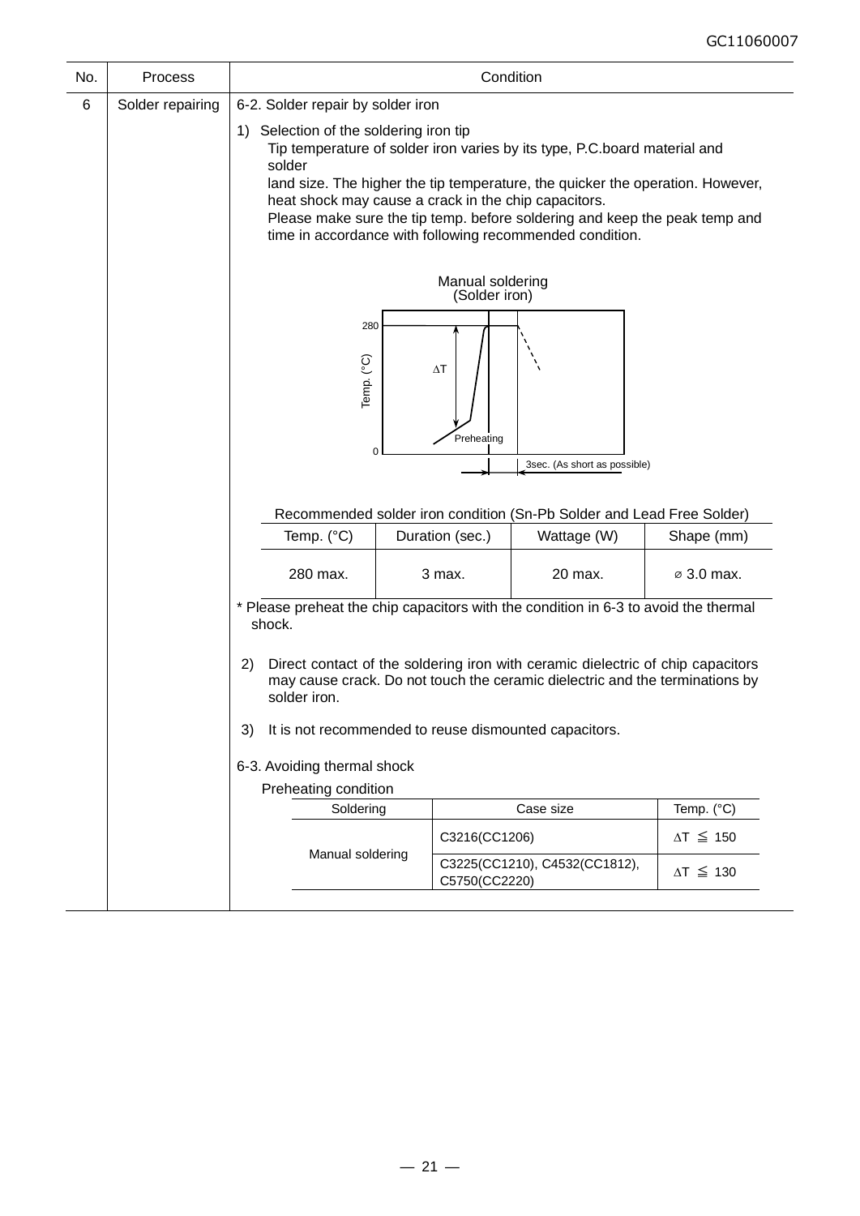| No. | Process | Condition |
|---|---|---|
| 6 | Solder repairing | 6-2. Solder repair by solder iron |

1) Selection of the soldering iron tip

Tip temperature of solder iron varies by its type, P.C.board material and solder land size. The higher the tip temperature, the quicker the operation. However, heat shock may cause a crack in the chip capacitors.

Please make sure the tip temp. before soldering and keep the peak temp and time in accordance with following recommended condition.

Manual soldering
(Solder iron)

280

Temp. (°C)

$\Delta T$

Preheating

0

3sec. (As short as possible)

Recommended solder iron condition (Sn-Pb Solder and Lead Free Solder)

| Temp. (°C) | Duration (sec.) | Wattage (W) | Shape (mm) |
|---|---|---|---|
| 280 max. | 3 max. | 20 max. | ⌀ 3.0 max. |

* Please preheat the chip capacitors with the condition in 6-3 to avoid the thermal shock.

2) Direct contact of the soldering iron with ceramic dielectric of chip capacitors may cause crack. Do not touch the ceramic dielectric and the terminations by solder iron.

3) It is not recommended to reuse dismounted capacitors.

6-3. Avoiding thermal shock

Preheating condition

| Soldering | Case size | Temp. (°C) |
|---|---|---|
| Manual soldering | C3216(CC1206) | $\Delta T \leqq 150$ |
| | C3225(CC1210), C4532(CC1812), C5750(CC2220) | $\Delta T \leqq 130$ |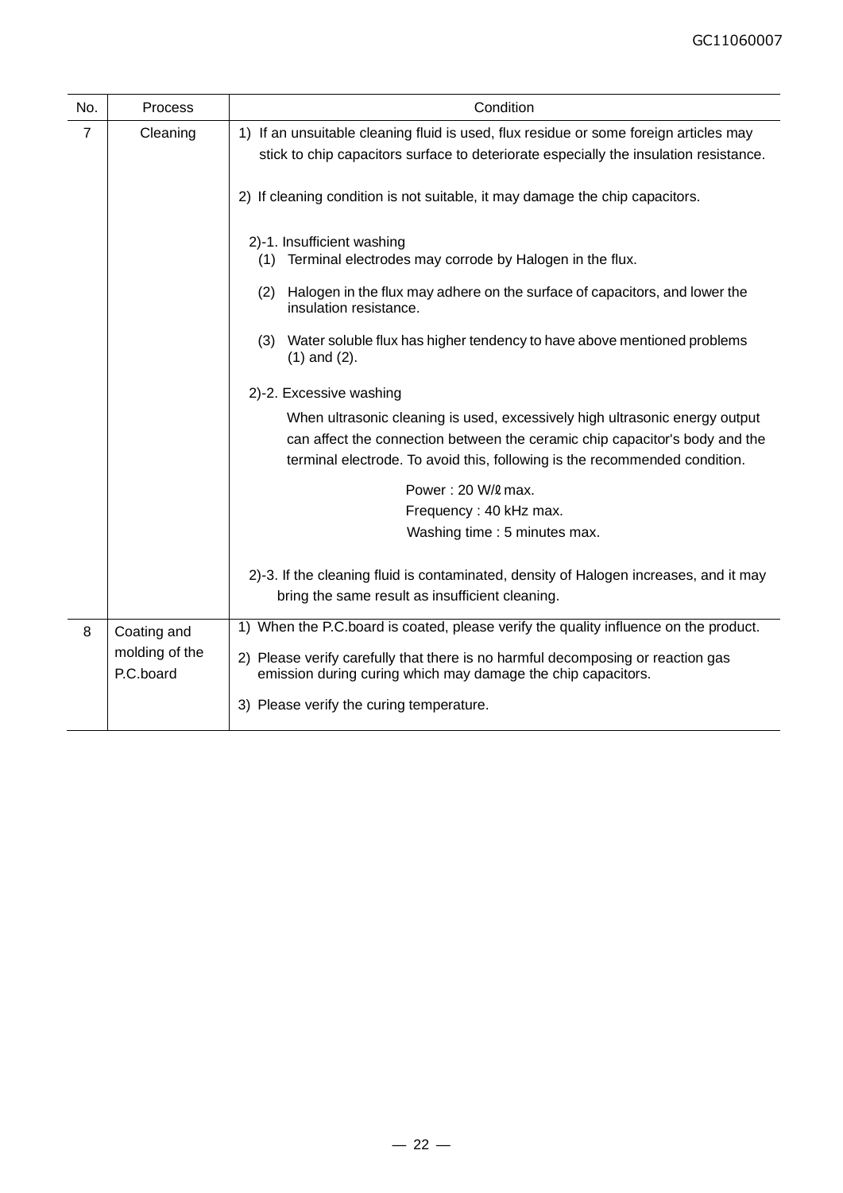| No. | Process | Condition |
|---|---|---|
| 7 | Cleaning | 1) If an unsuitable cleaning fluid is used, flux residue or some foreign articles may stick to chip capacitors surface to deteriorate especially the insulation resistance.<br><br>2) If cleaning condition is not suitable, it may damage the chip capacitors.<br><br>2)-1. Insufficient washing<br>(1) Terminal electrodes may corrode by Halogen in the flux.<br>(2) Halogen in the flux may adhere on the surface of capacitors, and lower the insulation resistance.<br>(3) Water soluble flux has higher tendency to have above mentioned problems (1) and (2).<br><br>2)-2. Excessive washing<br>When ultrasonic cleaning is used, excessively high ultrasonic energy output can affect the connection between the ceramic chip capacitor's body and the terminal electrode. To avoid this, following is the recommended condition.<br><br>Power : 20 W/ℓ max.<br>Frequency : 40 kHz max.<br>Washing time : 5 minutes max.<br><br>2)-3. If the cleaning fluid is contaminated, density of Halogen increases, and it may bring the same result as insufficient cleaning. |
| 8 | Coating and molding of the P.C.board | 1) When the P.C.board is coated, please verify the quality influence on the product.<br><br>2) Please verify carefully that there is no harmful decomposing or reaction gas emission during curing which may damage the chip capacitors.<br><br>3) Please verify the curing temperature. |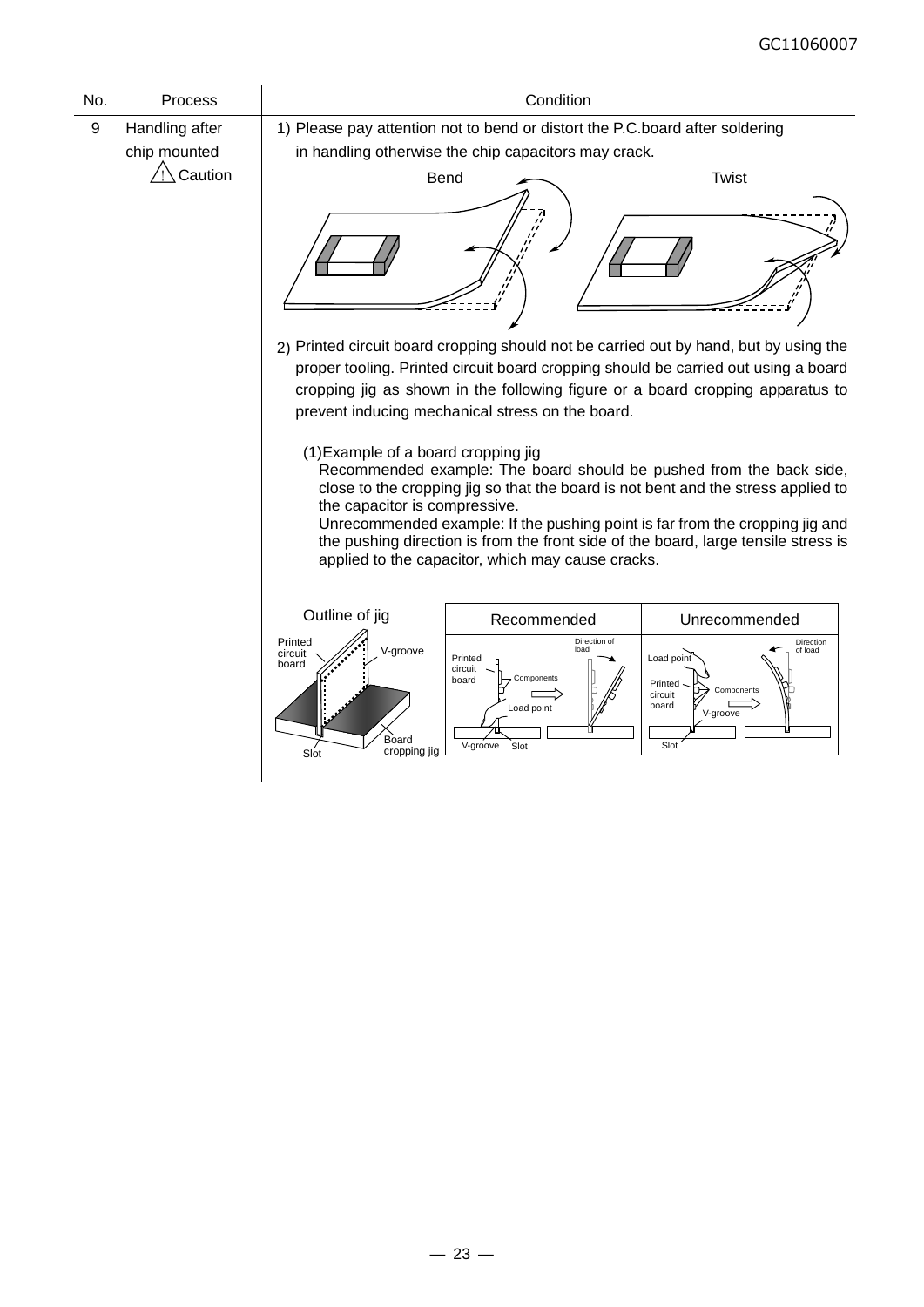| No. | Process | Condition |
|---|---|---|
| 9 | Handling after chip mounted ⚠ Caution | 1) Please pay attention not to bend or distort the P.C.board after soldering in handling otherwise the chip capacitors may crack.<br><br>Bend Twist<br><br>2) Printed circuit board cropping should not be carried out by hand, but by using the proper tooling. Printed circuit board cropping should be carried out using a board cropping jig as shown in the following figure or a board cropping apparatus to prevent inducing mechanical stress on the board.<br><br>(1)Example of a board cropping jig<br>Recommended example: The board should be pushed from the back side, close to the cropping jig so that the board is not bent and the stress applied to the capacitor is compressive.<br>Unrecommended example: If the pushing point is far from the cropping jig and the pushing direction is from the front side of the board, large tensile stress is applied to the capacitor, which may cause cracks.<br><br>Outline of jig: Printed circuit board, V-groove, Board cropping jig, Slot<br>Recommended: Printed circuit board, Components, Load point, V-groove, Slot, Direction of load<br>Unrecommended: Load point, Printed circuit board, Components, V-groove, Slot, Direction of load |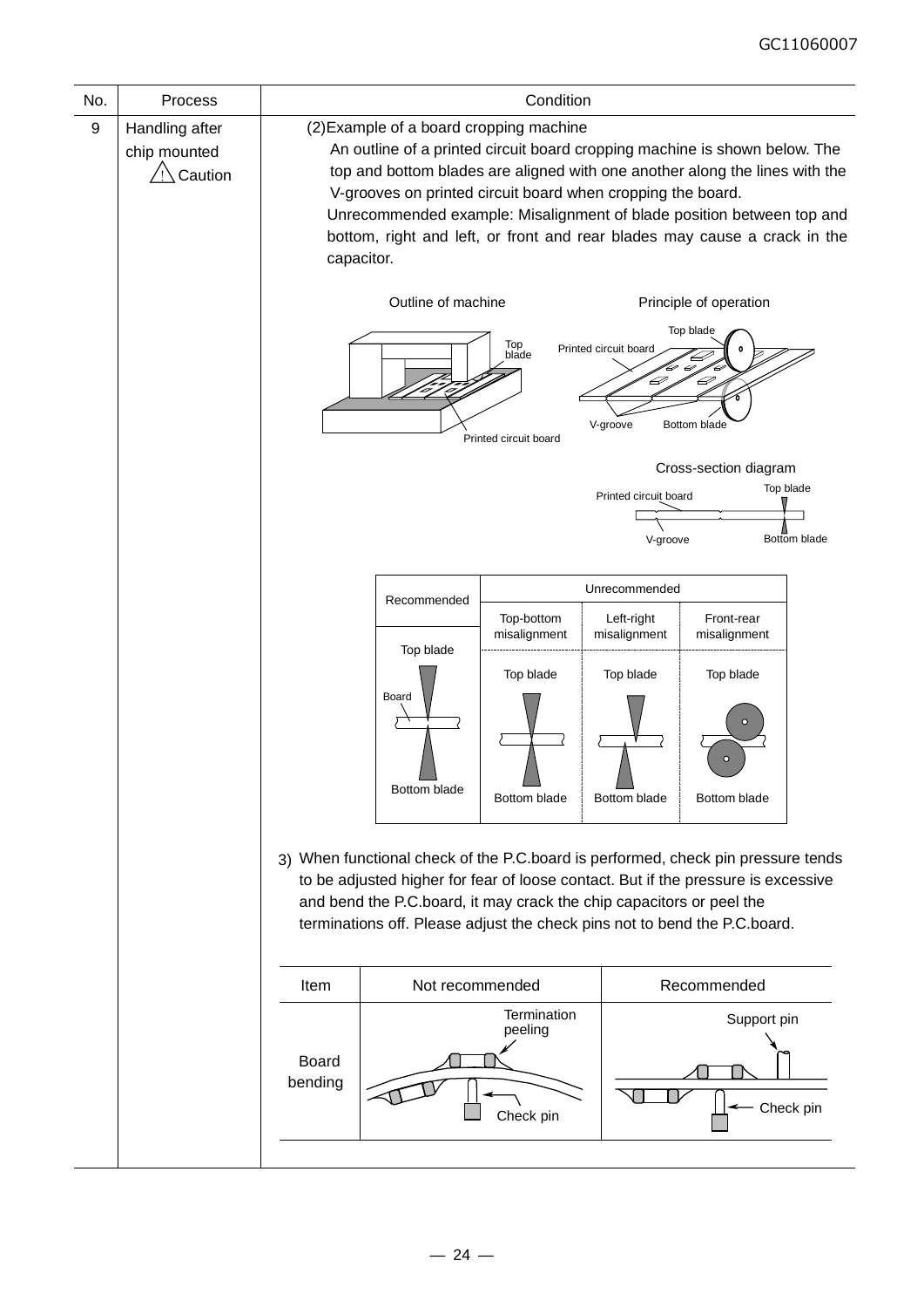| No. | Process | Condition |
|---|---|---|
| 9 | Handling after chip mounted ⚠ Caution | (2)Example of a board cropping machine<br>An outline of a printed circuit board cropping machine is shown below. The top and bottom blades are aligned with one another along the lines with the V-grooves on printed circuit board when cropping the board.<br>Unrecommended example: Misalignment of blade position between top and bottom, right and left, or front and rear blades may cause a crack in the capacitor. |

Outline of machine — Top blade, Printed circuit board

Principle of operation — Top blade, Printed circuit board, V-groove, Bottom blade

Cross-section diagram — Top blade, Printed circuit board, V-groove, Bottom blade

| Recommended | Unrecommended | | |
|---|---|---|---|
| | Top-bottom misalignment | Left-right misalignment | Front-rear misalignment |
| Top blade / Board / Bottom blade | Top blade / Bottom blade | Top blade / Bottom blade | Top blade / Bottom blade |

3) When functional check of the P.C.board is performed, check pin pressure tends to be adjusted higher for fear of loose contact. But if the pressure is excessive and bend the P.C.board, it may crack the chip capacitors or peel the terminations off. Please adjust the check pins not to bend the P.C.board.

| Item | Not recommended | Recommended |
|---|---|---|
| Board bending | Termination peeling / Check pin | Support pin / Check pin |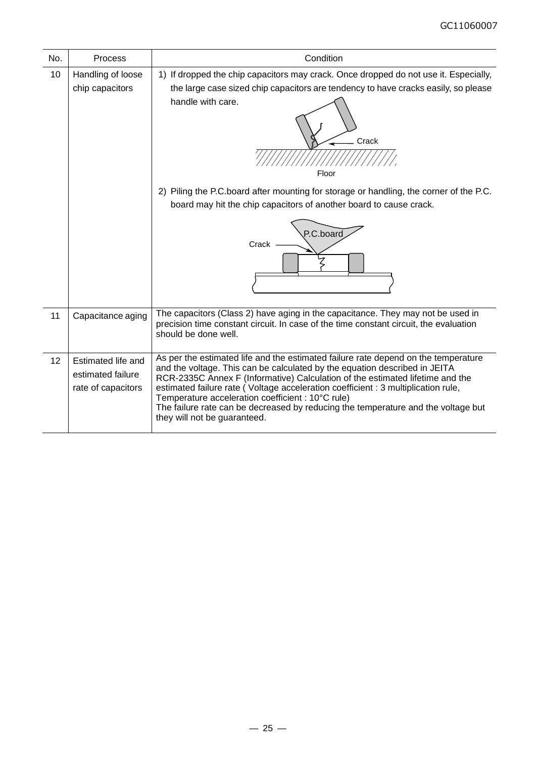| No. | Process | Condition |
|---|---|---|
| 10 | Handling of loose chip capacitors | 1) If dropped the chip capacitors may crack. Once dropped do not use it. Especially, the large case sized chip capacitors are tendency to have cracks easily, so please handle with care.<br>Crack<br>Floor<br>2) Piling the P.C.board after mounting for storage or handling, the corner of the P.C. board may hit the chip capacitors of another board to cause crack.<br>P.C.board<br>Crack |
| 11 | Capacitance aging | The capacitors (Class 2) have aging in the capacitance. They may not be used in precision time constant circuit. In case of the time constant circuit, the evaluation should be done well. |
| 12 | Estimated life and estimated failure rate of capacitors | As per the estimated life and the estimated failure rate depend on the temperature and the voltage. This can be calculated by the equation described in JEITA RCR-2335C Annex F (Informative) Calculation of the estimated lifetime and the estimated failure rate ( Voltage acceleration coefficient : 3 multiplication rule, Temperature acceleration coefficient : 10°C rule)<br>The failure rate can be decreased by reducing the temperature and the voltage but they will not be guaranteed. |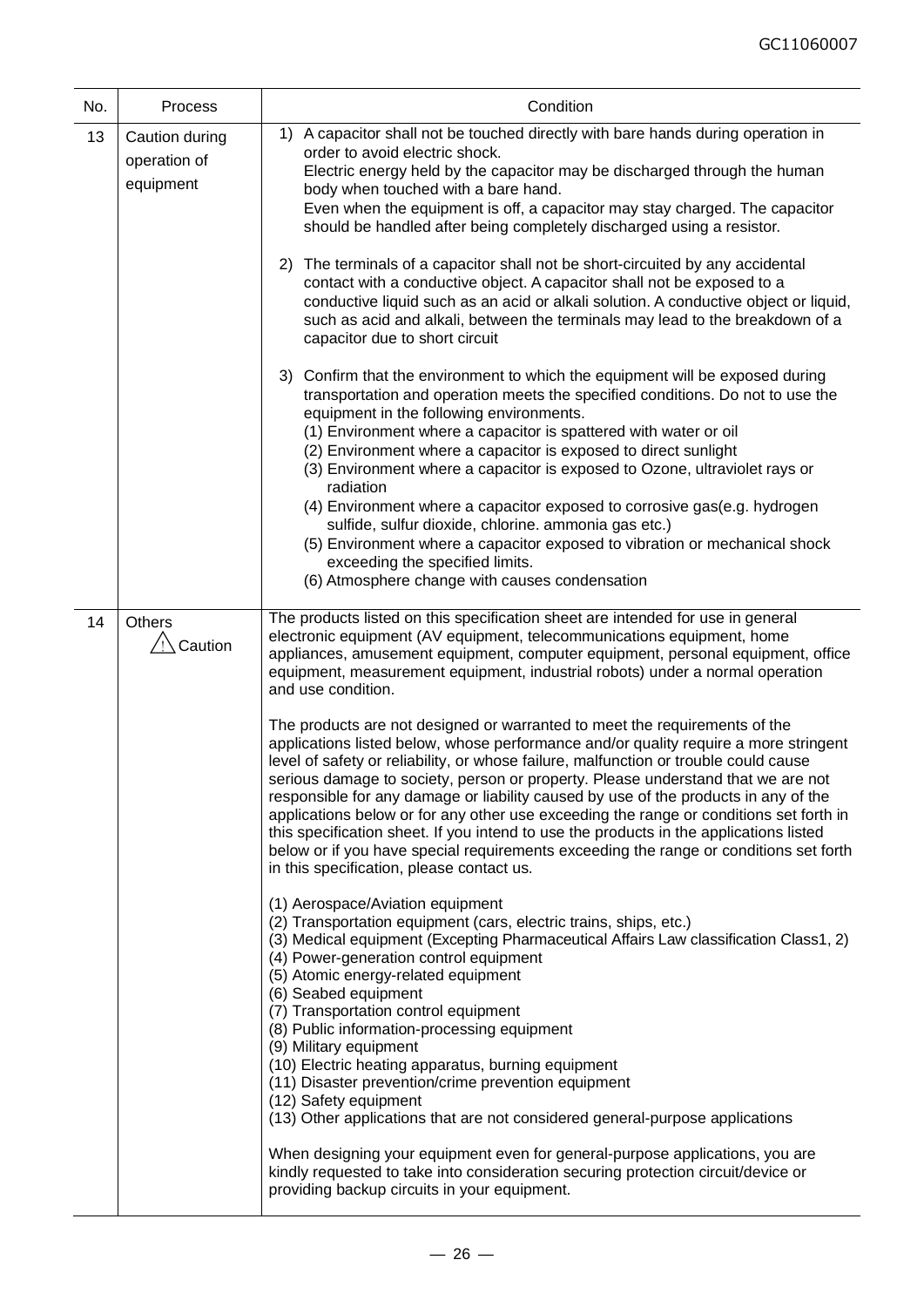| No. | Process | Condition |
|---|---|---|
| 13 | Caution during operation of equipment | 1) A capacitor shall not be touched directly with bare hands during operation in order to avoid electric shock.<br>Electric energy held by the capacitor may be discharged through the human body when touched with a bare hand.<br>Even when the equipment is off, a capacitor may stay charged. The capacitor should be handled after being completely discharged using a resistor.<br><br>2) The terminals of a capacitor shall not be short-circuited by any accidental contact with a conductive object. A capacitor shall not be exposed to a conductive liquid such as an acid or alkali solution. A conductive object or liquid, such as acid and alkali, between the terminals may lead to the breakdown of a capacitor due to short circuit<br><br>3) Confirm that the environment to which the equipment will be exposed during transportation and operation meets the specified conditions. Do not to use the equipment in the following environments.<br>(1) Environment where a capacitor is spattered with water or oil<br>(2) Environment where a capacitor is exposed to direct sunlight<br>(3) Environment where a capacitor is exposed to Ozone, ultraviolet rays or radiation<br>(4) Environment where a capacitor exposed to corrosive gas(e.g. hydrogen sulfide, sulfur dioxide, chlorine. ammonia gas etc.)<br>(5) Environment where a capacitor exposed to vibration or mechanical shock exceeding the specified limits.<br>(6) Atmosphere change with causes condensation |
| 14 | Others<br>⚠ Caution | The products listed on this specification sheet are intended for use in general electronic equipment (AV equipment, telecommunications equipment, home appliances, amusement equipment, computer equipment, personal equipment, office equipment, measurement equipment, industrial robots) under a normal operation and use condition.<br><br>The products are not designed or warranted to meet the requirements of the applications listed below, whose performance and/or quality require a more stringent level of safety or reliability, or whose failure, malfunction or trouble could cause serious damage to society, person or property. Please understand that we are not responsible for any damage or liability caused by use of the products in any of the applications below or for any other use exceeding the range or conditions set forth in this specification sheet. If you intend to use the products in the applications listed below or if you have special requirements exceeding the range or conditions set forth in this specification, please contact us.<br><br>(1) Aerospace/Aviation equipment<br>(2) Transportation equipment (cars, electric trains, ships, etc.)<br>(3) Medical equipment (Excepting Pharmaceutical Affairs Law classification Class1, 2)<br>(4) Power-generation control equipment<br>(5) Atomic energy-related equipment<br>(6) Seabed equipment<br>(7) Transportation control equipment<br>(8) Public information-processing equipment<br>(9) Military equipment<br>(10) Electric heating apparatus, burning equipment<br>(11) Disaster prevention/crime prevention equipment<br>(12) Safety equipment<br>(13) Other applications that are not considered general-purpose applications<br><br>When designing your equipment even for general-purpose applications, you are kindly requested to take into consideration securing protection circuit/device or providing backup circuits in your equipment. |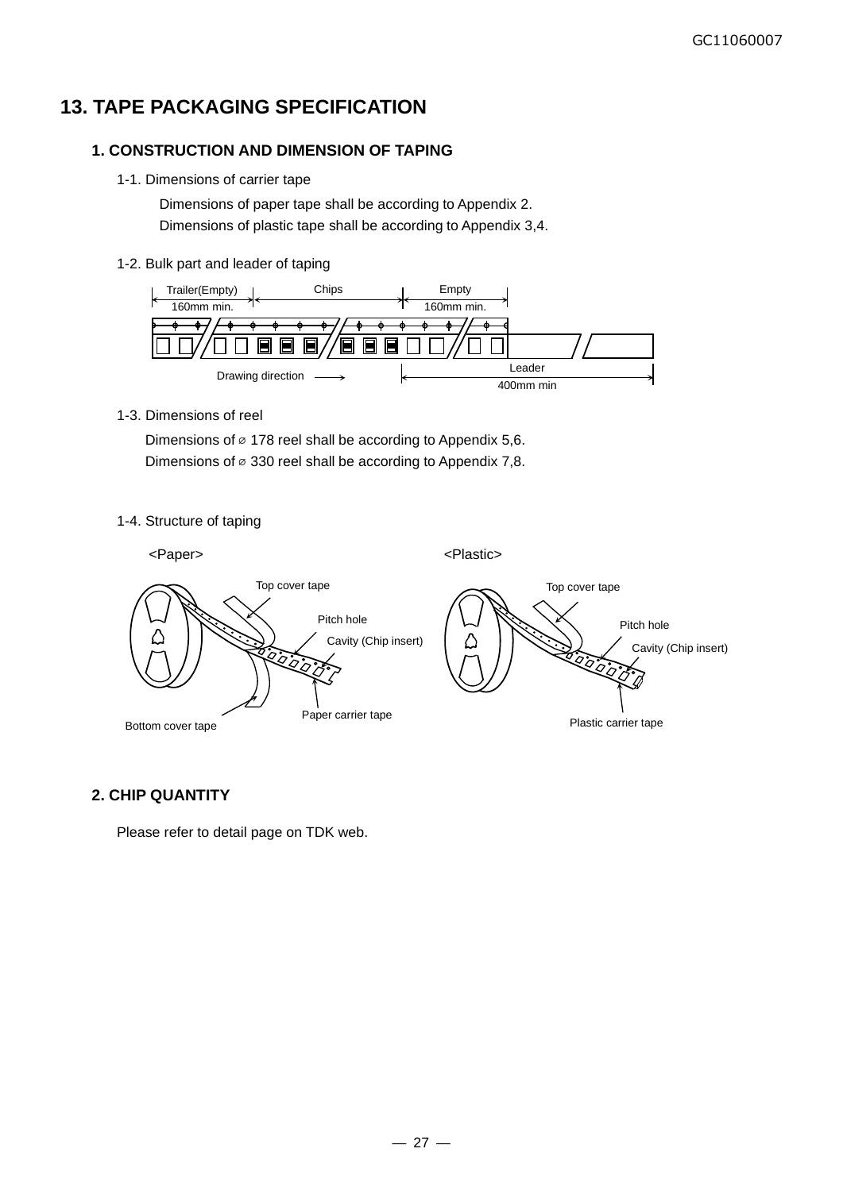# 13. TAPE PACKAGING SPECIFICATION

## 1. CONSTRUCTION AND DIMENSION OF TAPING

1-1. Dimensions of carrier tape

Dimensions of paper tape shall be according to Appendix 2.
Dimensions of plastic tape shall be according to Appendix 3,4.

1-2. Bulk part and leader of taping

Trailer(Empty) 160mm min. | Chips | Empty 160mm min.

Drawing direction →

Leader 400mm min

1-3. Dimensions of reel

Dimensions of ⌀ 178 reel shall be according to Appendix 5,6.
Dimensions of ⌀ 330 reel shall be according to Appendix 7,8.

1-4. Structure of taping

<Paper>

Top cover tape, Pitch hole, Cavity (Chip insert), Paper carrier tape, Bottom cover tape

<Plastic>

Top cover tape, Pitch hole, Cavity (Chip insert), Plastic carrier tape

## 2. CHIP QUANTITY

Please refer to detail page on TDK web.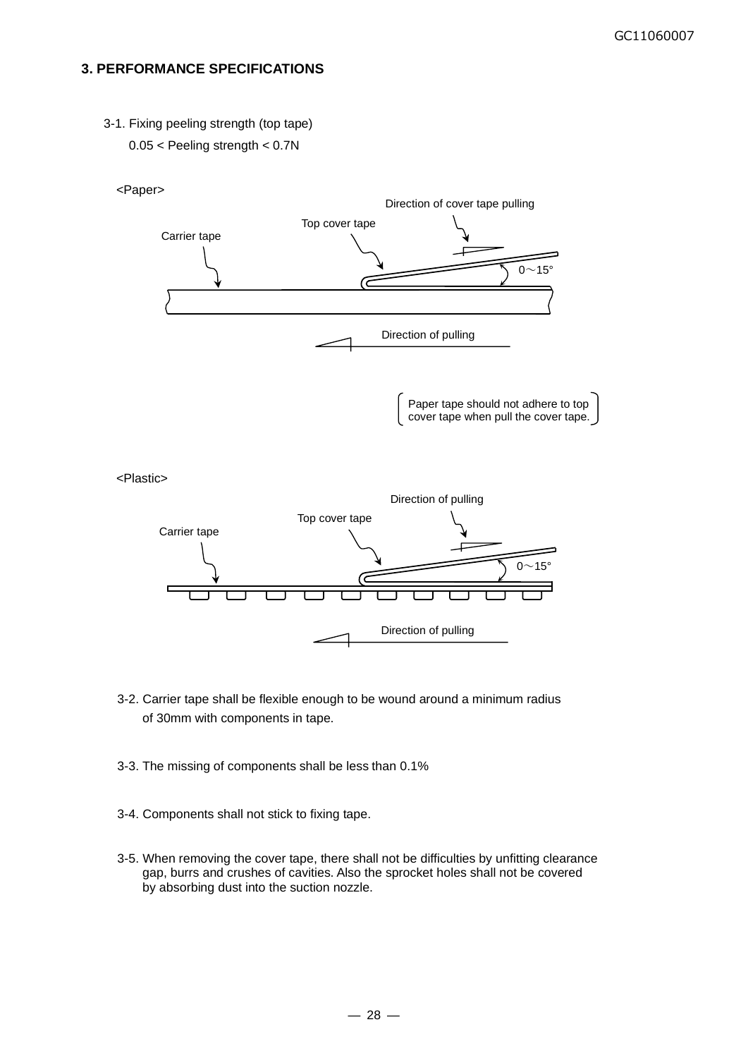## 3. PERFORMANCE SPECIFICATIONS

3-1. Fixing peeling strength (top tape)

0.05 < Peeling strength < 0.7N

<Paper>

Direction of cover tape pulling

Top cover tape

Carrier tape

0～15°

Direction of pulling

Paper tape should not adhere to top cover tape when pull the cover tape.

<Plastic>

Direction of pulling

Top cover tape

Carrier tape

0～15°

Direction of pulling

3-2. Carrier tape shall be flexible enough to be wound around a minimum radius of 30mm with components in tape.

3-3. The missing of components shall be less than 0.1%

3-4. Components shall not stick to fixing tape.

3-5. When removing the cover tape, there shall not be difficulties by unfitting clearance gap, burrs and crushes of cavities. Also the sprocket holes shall not be covered by absorbing dust into the suction nozzle.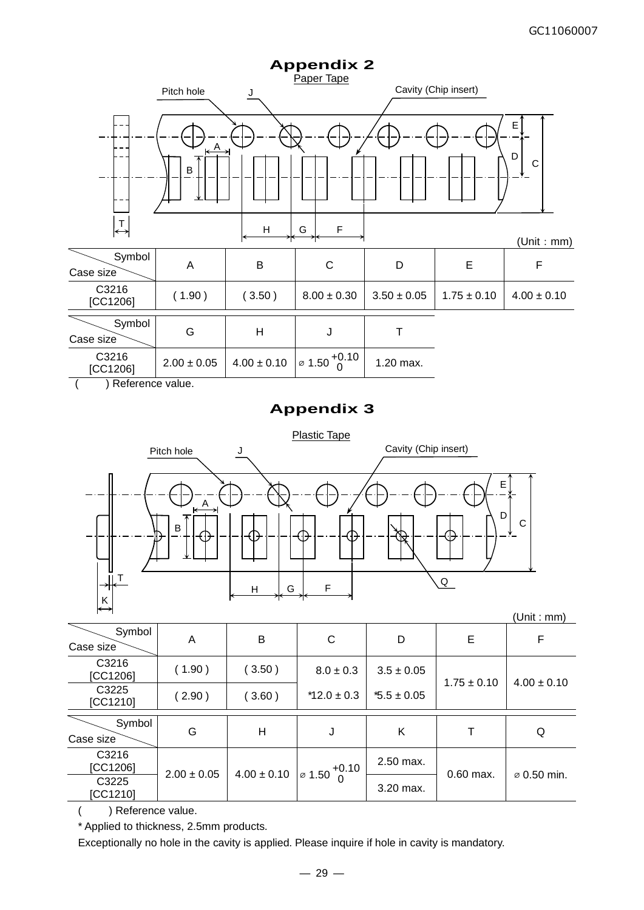# Appendix 2

Paper Tape

Pitch hole — J — Cavity (Chip insert)

(Unit : mm)

| Symbol / Case size | A | B | C | D | E | F |
|---|---|---|---|---|---|---|
| C3216 [CC1206] | ( 1.90 ) | ( 3.50 ) | 8.00 ± 0.30 | 3.50 ± 0.05 | 1.75 ± 0.10 | 4.00 ± 0.10 |

| Symbol / Case size | G | H | J | T |
|---|---|---|---|---|
| C3216 [CC1206] | 2.00 ± 0.05 | 4.00 ± 0.10 | ⌀ $1.50^{+0.10}_{0}$ | 1.20 max. |

(　　) Reference value.

# Appendix 3

Plastic Tape

Pitch hole — J — Cavity (Chip insert) — Q

(Unit : mm)

| Symbol / Case size | A | B | C | D | E | F |
|---|---|---|---|---|---|---|
| C3216 [CC1206] | ( 1.90 ) | ( 3.50 ) | 8.0 ± 0.3 | 3.5 ± 0.05 | 1.75 ± 0.10 | 4.00 ± 0.10 |
| C3225 [CC1210] | ( 2.90 ) | ( 3.60 ) | *12.0 ± 0.3 | *5.5 ± 0.05 | 1.75 ± 0.10 | 4.00 ± 0.10 |

| Symbol / Case size | G | H | J | K | T | Q |
|---|---|---|---|---|---|---|
| C3216 [CC1206] | 2.00 ± 0.05 | 4.00 ± 0.10 | ⌀ $1.50^{+0.10}_{0}$ | 2.50 max. | 0.60 max. | ⌀ 0.50 min. |
| C3225 [CC1210] | 2.00 ± 0.05 | 4.00 ± 0.10 | ⌀ $1.50^{+0.10}_{0}$ | 3.20 max. | 0.60 max. | ⌀ 0.50 min. |

(　　) Reference value.

* Applied to thickness, 2.5mm products.

Exceptionally no hole in the cavity is applied. Please inquire if hole in cavity is mandatory.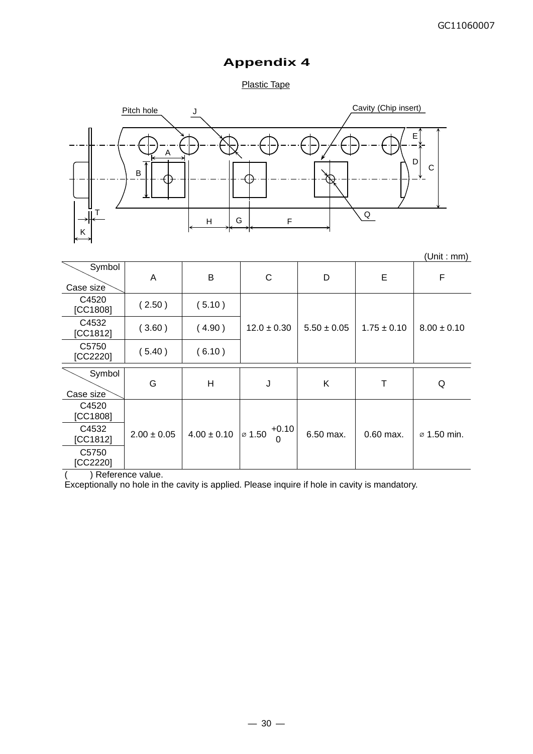# Appendix 4

Plastic Tape

(Unit : mm)

| Symbol / Case size | A | B | C | D | E | F |
|---|---|---|---|---|---|---|
| C4520 [CC1808] | ( 2.50 ) | ( 5.10 ) | 12.0 ± 0.30 | 5.50 ± 0.05 | 1.75 ± 0.10 | 8.00 ± 0.10 |
| C4532 [CC1812] | ( 3.60 ) | ( 4.90 ) | | | | |
| C5750 [CC2220] | ( 5.40 ) | ( 6.10 ) | | | | |

| Symbol / Case size | G | H | J | K | T | Q |
|---|---|---|---|---|---|---|
| C4520 [CC1808] | 2.00 ± 0.05 | 4.00 ± 0.10 | ⌀ 1.50 $^{+0.10}_{0}$ | 6.50 max. | 0.60 max. | ⌀ 1.50 min. |
| C4532 [CC1812] | | | | | | |
| C5750 [CC2220] | | | | | | |

(    ) Reference value.

Exceptionally no hole in the cavity is applied. Please inquire if hole in cavity is mandatory.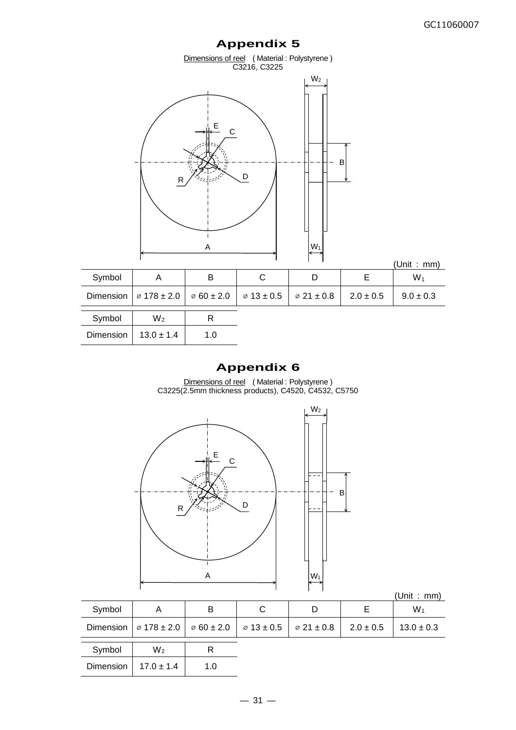# Appendix 5

Dimensions of reel ( Material : Polystyrene )
C3216, C3225

(Unit : mm)

| Symbol | A | B | C | D | E | $W_1$ |
|---|---|---|---|---|---|---|
| Dimension | ⌀ 178 ± 2.0 | ⌀ 60 ± 2.0 | ⌀ 13 ± 0.5 | ⌀ 21 ± 0.8 | 2.0 ± 0.5 | 9.0 ± 0.3 |

| Symbol | $W_2$ | R |
|---|---|---|
| Dimension | 13.0 ± 1.4 | 1.0 |

# Appendix 6

Dimensions of reel ( Material : Polystyrene )
C3225(2.5mm thickness products), C4520, C4532, C5750

(Unit : mm)

| Symbol | A | B | C | D | E | $W_1$ |
|---|---|---|---|---|---|---|
| Dimension | ⌀ 178 ± 2.0 | ⌀ 60 ± 2.0 | ⌀ 13 ± 0.5 | ⌀ 21 ± 0.8 | 2.0 ± 0.5 | 13.0 ± 0.3 |

| Symbol | $W_2$ | R |
|---|---|---|
| Dimension | 17.0 ± 1.4 | 1.0 |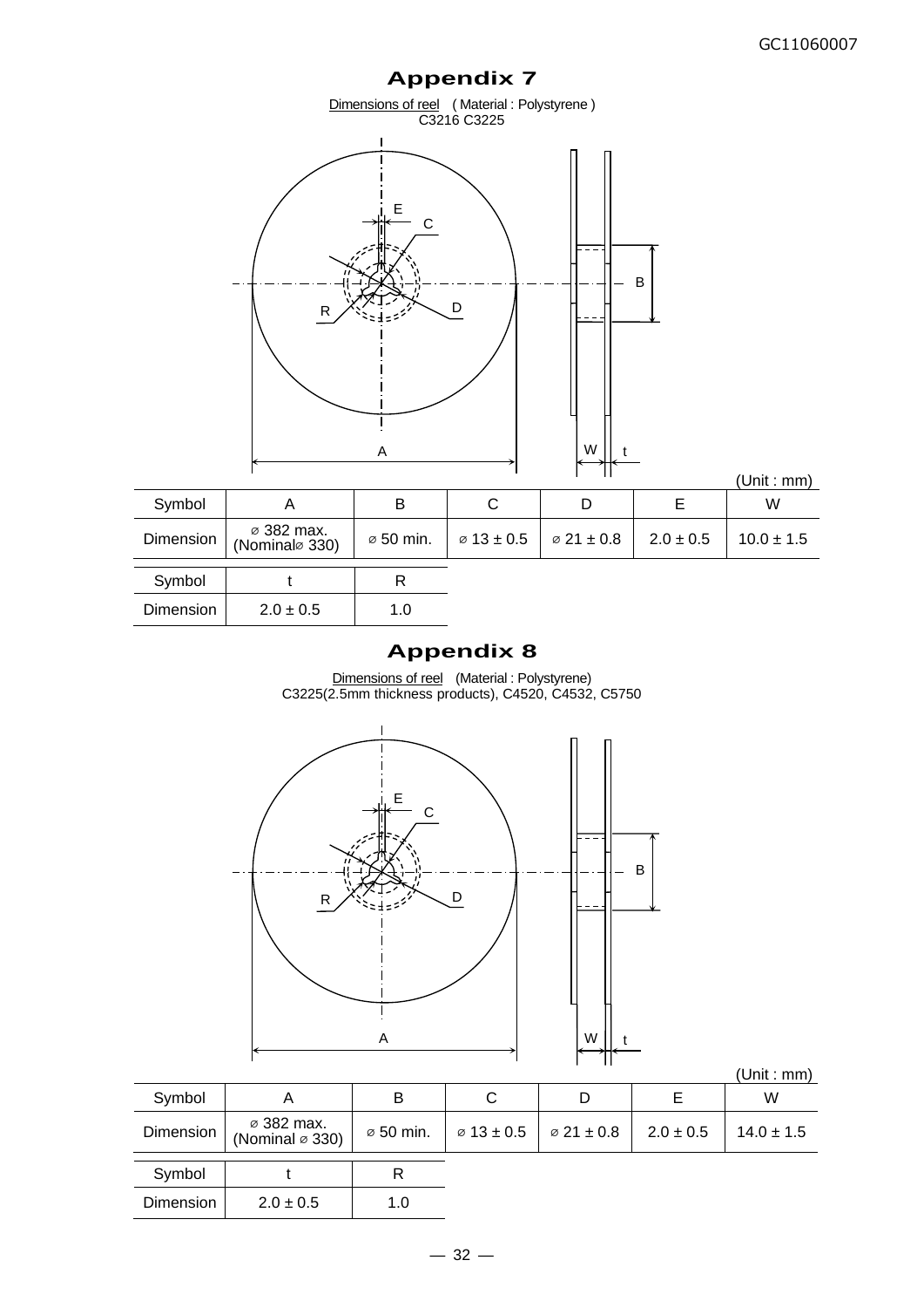# Appendix 7

Dimensions of reel ( Material : Polystyrene )
C3216 C3225

E
C
B
R
D
A
W
t

(Unit : mm)

| Symbol | A | B | C | D | E | W |
|---|---|---|---|---|---|---|
| Dimension | ⌀ 382 max. (Nominal⌀ 330) | ⌀ 50 min. | ⌀ 13 ± 0.5 | ⌀ 21 ± 0.8 | 2.0 ± 0.5 | 10.0 ± 1.5 |

| Symbol | t | R |
|---|---|---|
| Dimension | 2.0 ± 0.5 | 1.0 |

# Appendix 8

Dimensions of reel (Material : Polystyrene)
C3225(2.5mm thickness products), C4520, C4532, C5750

E
C
B
R
D
A
W
t

(Unit : mm)

| Symbol | A | B | C | D | E | W |
|---|---|---|---|---|---|---|
| Dimension | ⌀ 382 max. (Nominal ⌀ 330) | ⌀ 50 min. | ⌀ 13 ± 0.5 | ⌀ 21 ± 0.8 | 2.0 ± 0.5 | 14.0 ± 1.5 |

| Symbol | t | R |
|---|---|---|
| Dimension | 2.0 ± 0.5 | 1.0 |